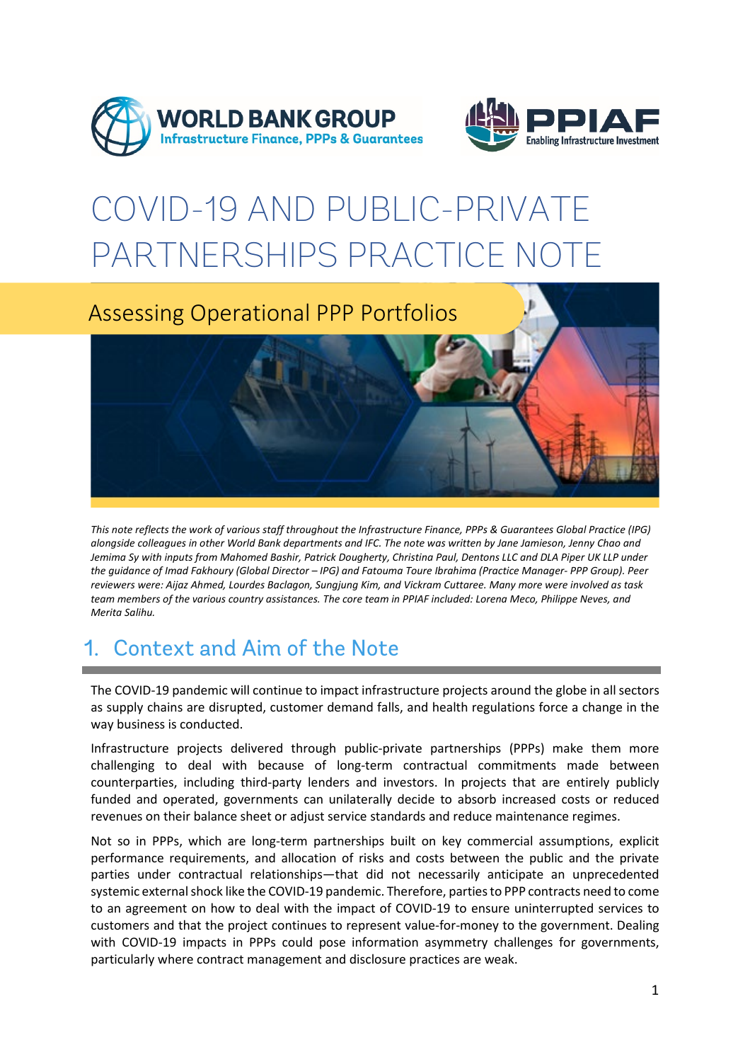# COVID-19 AND PUBLIC-PRIVATE PARTNERSHIPS PRACTICE NOTE

## Assessing Operational PPP Portfolios

*This note reflects the work of various staff throughout the Infrastructure Finance, PPPs & Guarantees Global Practice (IPG) alongside colleagues in other World Bank departments and IFC. The note was written by Jane Jamieson, Jenny Chao and Jemima Sy with inputs from Mahomed Bashir, Patrick Dougherty, Christina Paul, Dentons LLC and DLA Piper UK LLP under the guidance of Imad Fakhoury (Global Director – IPG) and Fatouma Toure Ibrahima (Practice Manager- PPP Group). Peer reviewers were: Aijaz Ahmed, Lourdes Baclagon, Sungjung Kim, and Vickram Cuttaree. Many more were involved as task team members of the various country assistances. The core team in PPIAF included: Lorena Meco, Philippe Neves, and Merita Salihu.*

## 1. Context and Aim of the Note

The COVID-19 pandemic will continue to impact infrastructure projects around the globe in all sectors as supply chains are disrupted, customer demand falls, and health regulations force a change in the way business is conducted.

Infrastructure projects delivered through public-private partnerships (PPPs) make them more challenging to deal with because of long-term contractual commitments made between counterparties, including third-party lenders and investors. In projects that are entirely publicly funded and operated, governments can unilaterally decide to absorb increased costs or reduced revenues on their balance sheet or adjust service standards and reduce maintenance regimes.

Not so in PPPs, which are long-term partnerships built on key commercial assumptions, explicit performance requirements, and allocation of risks and costs between the public and the private parties under contractual relationships—that did not necessarily anticipate an unprecedented systemic external shock like the COVID-19 pandemic. Therefore, parties to PPP contracts need to come to an agreement on how to deal with the impact of COVID-19 to ensure uninterrupted services to customers and that the project continues to represent value-for-money to the government. Dealing with COVID-19 impacts in PPPs could pose information asymmetry challenges for governments, particularly where contract management and disclosure practices are weak.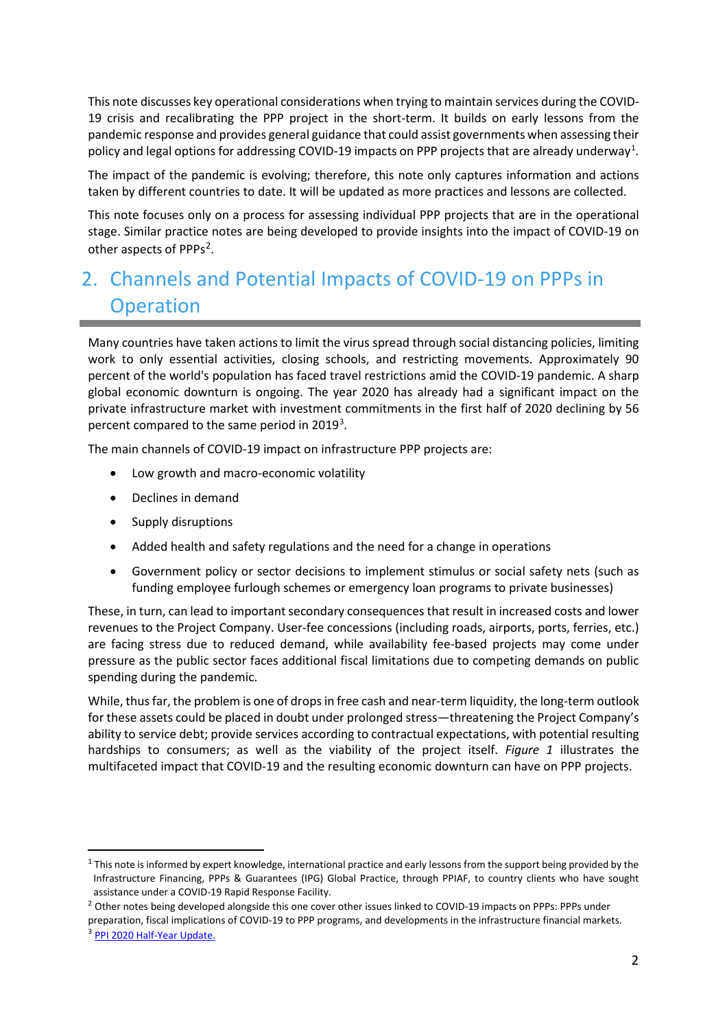This note discusses key operational considerations when trying to maintain services during the COVID-19 crisis and recalibrating the PPP project in the short-term. It builds on early lessons from the pandemic response and provides general guidance that could assist governments when assessing their policy and legal options for addressing COVID-19 impacts on PPP projects that are already underway[1].

The impact of the pandemic is evolving; therefore, this note only captures information and actions taken by different countries to date. It will be updated as more practices and lessons are collected.

This note focuses only on a process for assessing individual PPP projects that are in the operational stage. Similar practice notes are being developed to provide insights into the impact of COVID-19 on other aspects of PPPs[2].

## 2. Channels and Potential Impacts of COVID-19 on PPPs in Operation

Many countries have taken actions to limit the virus spread through social distancing policies, limiting work to only essential activities, closing schools, and restricting movements. Approximately 90 percent of the world's population has faced travel restrictions amid the COVID-19 pandemic. A sharp global economic downturn is ongoing. The year 2020 has already had a significant impact on the private infrastructure market with investment commitments in the first half of 2020 declining by 56 percent compared to the same period in 2019[3].

The main channels of COVID-19 impact on infrastructure PPP projects are:

- Low growth and macro-economic volatility
- Declines in demand
- Supply disruptions
- Added health and safety regulations and the need for a change in operations
- Government policy or sector decisions to implement stimulus or social safety nets (such as funding employee furlough schemes or emergency loan programs to private businesses)

These, in turn, can lead to important secondary consequences that result in increased costs and lower revenues to the Project Company. User-fee concessions (including roads, airports, ports, ferries, etc.) are facing stress due to reduced demand, while availability fee-based projects may come under pressure as the public sector faces additional fiscal limitations due to competing demands on public spending during the pandemic.

While, thus far, the problem is one of drops in free cash and near-term liquidity, the long-term outlook for these assets could be placed in doubt under prolonged stress—threatening the Project Company's ability to service debt; provide services according to contractual expectations, with potential resulting hardships to consumers; as well as the viability of the project itself. *Figure 1* illustrates the multifaceted impact that COVID-19 and the resulting economic downturn can have on PPP projects.

---

[1] This note is informed by expert knowledge, international practice and early lessons from the support being provided by the Infrastructure Financing, PPPs & Guarantees (IPG) Global Practice, through PPIAF, to country clients who have sought assistance under a COVID-19 Rapid Response Facility.

[2] Other notes being developed alongside this one cover other issues linked to COVID-19 impacts on PPPs: PPPs under preparation, fiscal implications of COVID-19 to PPP programs, and developments in the infrastructure financial markets.

[3] PPI 2020 Half-Year Update.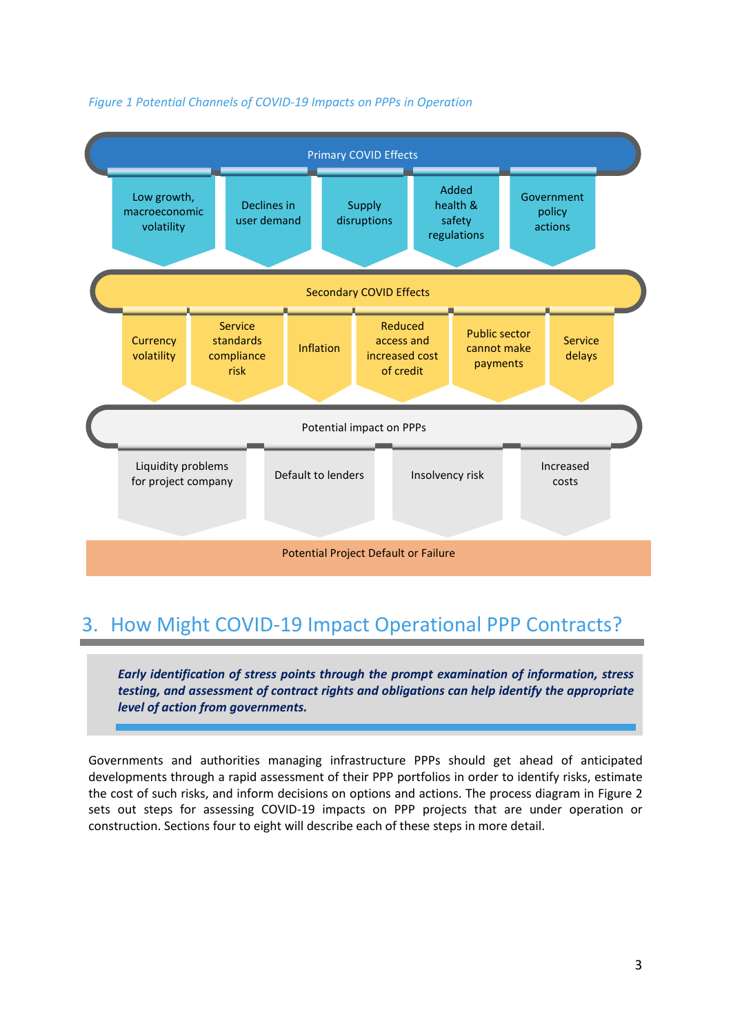*Figure 1 Potential Channels of COVID-19 Impacts on PPPs in Operation*

**Primary COVID Effects**

- Low growth, macroeconomic volatility
- Declines in user demand
- Supply disruptions
- Added health & safety regulations
- Government policy actions

**Secondary COVID Effects**

- Currency volatility
- Service standards compliance risk
- Inflation
- Reduced access and increased cost of credit
- Public sector cannot make payments
- Service delays

**Potential impact on PPPs**

- Liquidity problems for project company
- Default to lenders
- Insolvency risk
- Increased costs

**Potential Project Default or Failure**

## 3. How Might COVID-19 Impact Operational PPP Contracts?

***Early identification of stress points through the prompt examination of information, stress testing, and assessment of contract rights and obligations can help identify the appropriate level of action from governments.***

Governments and authorities managing infrastructure PPPs should get ahead of anticipated developments through a rapid assessment of their PPP portfolios in order to identify risks, estimate the cost of such risks, and inform decisions on options and actions. The process diagram in Figure 2 sets out steps for assessing COVID-19 impacts on PPP projects that are under operation or construction. Sections four to eight will describe each of these steps in more detail.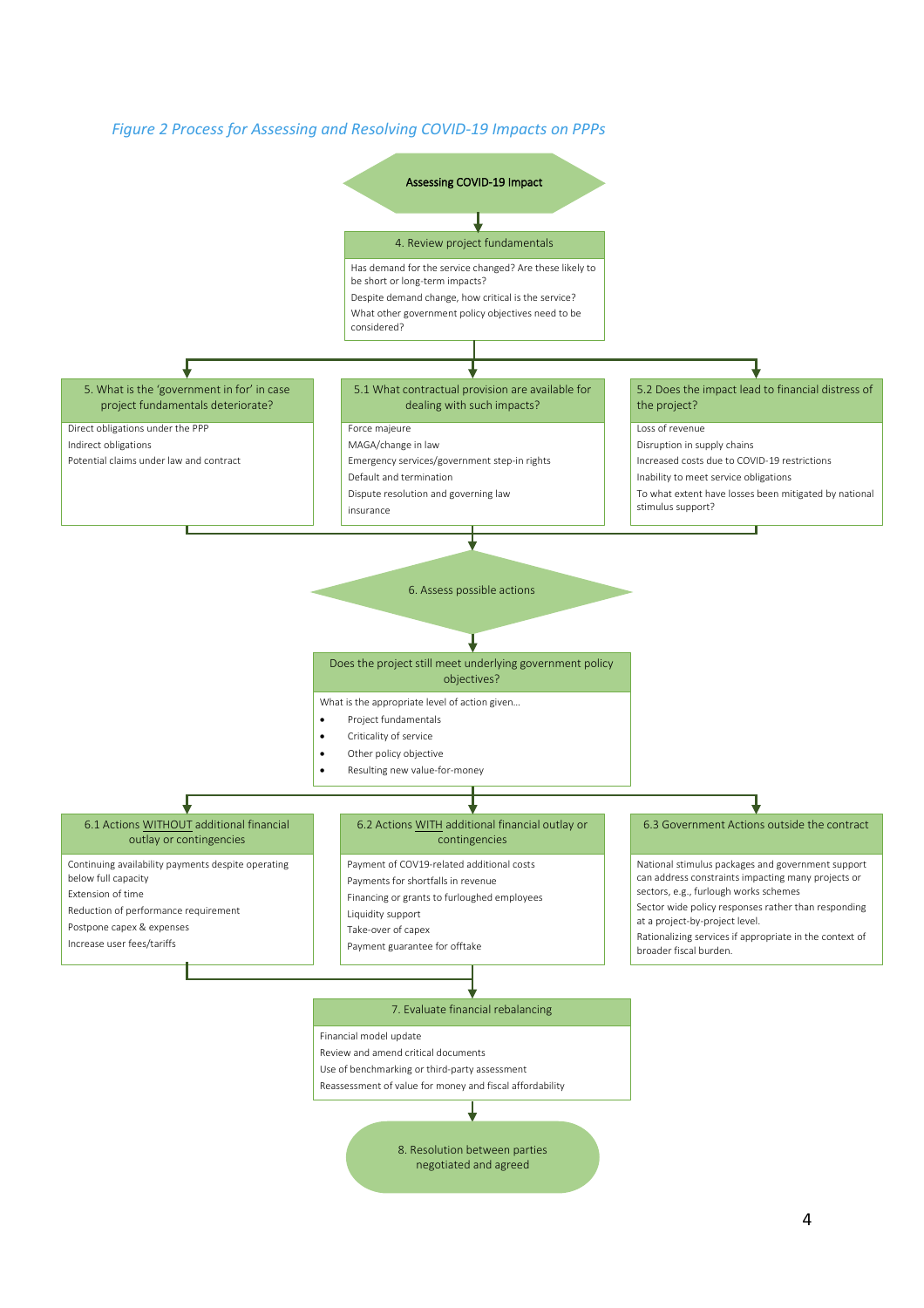*Figure 2 Process for Assessing and Resolving COVID-19 Impacts on PPPs*

**Assessing COVID-19 Impact**

**4. Review project fundamentals**

Has demand for the service changed? Are these likely to be short or long-term impacts?

Despite demand change, how critical is the service?

What other government policy objectives need to be considered?

**5. What is the 'government in for' in case project fundamentals deteriorate?**

Direct obligations under the PPP

Indirect obligations

Potential claims under law and contract

**5.1 What contractual provision are available for dealing with such impacts?**

Force majeure

MAGA/change in law

Emergency services/government step-in rights

Default and termination

Dispute resolution and governing law

insurance

**5.2 Does the impact lead to financial distress of the project?**

Loss of revenue

Disruption in supply chains

Increased costs due to COVID-19 restrictions

Inability to meet service obligations

To what extent have losses been mitigated by national stimulus support?

**6. Assess possible actions**

**Does the project still meet underlying government policy objectives?**

What is the appropriate level of action given...

- Project fundamentals
- Criticality of service
- Other policy objective
- Resulting new value-for-money

**6.1 Actions WITHOUT additional financial outlay or contingencies**

Continuing availability payments despite operating below full capacity

Extension of time

Reduction of performance requirement

Postpone capex & expenses

Increase user fees/tariffs

**6.2 Actions WITH additional financial outlay or contingencies**

Payment of COV19-related additional costs

Payments for shortfalls in revenue

Financing or grants to furloughed employees

Liquidity support

Take-over of capex

Payment guarantee for offtake

**6.3 Government Actions outside the contract**

National stimulus packages and government support can address constraints impacting many projects or sectors, e.g., furlough works schemes

Sector wide policy responses rather than responding at a project-by-project level.

Rationalizing services if appropriate in the context of broader fiscal burden.

**7. Evaluate financial rebalancing**

Financial model update

Review and amend critical documents

Use of benchmarking or third-party assessment

Reassessment of value for money and fiscal affordability

**8. Resolution between parties negotiated and agreed**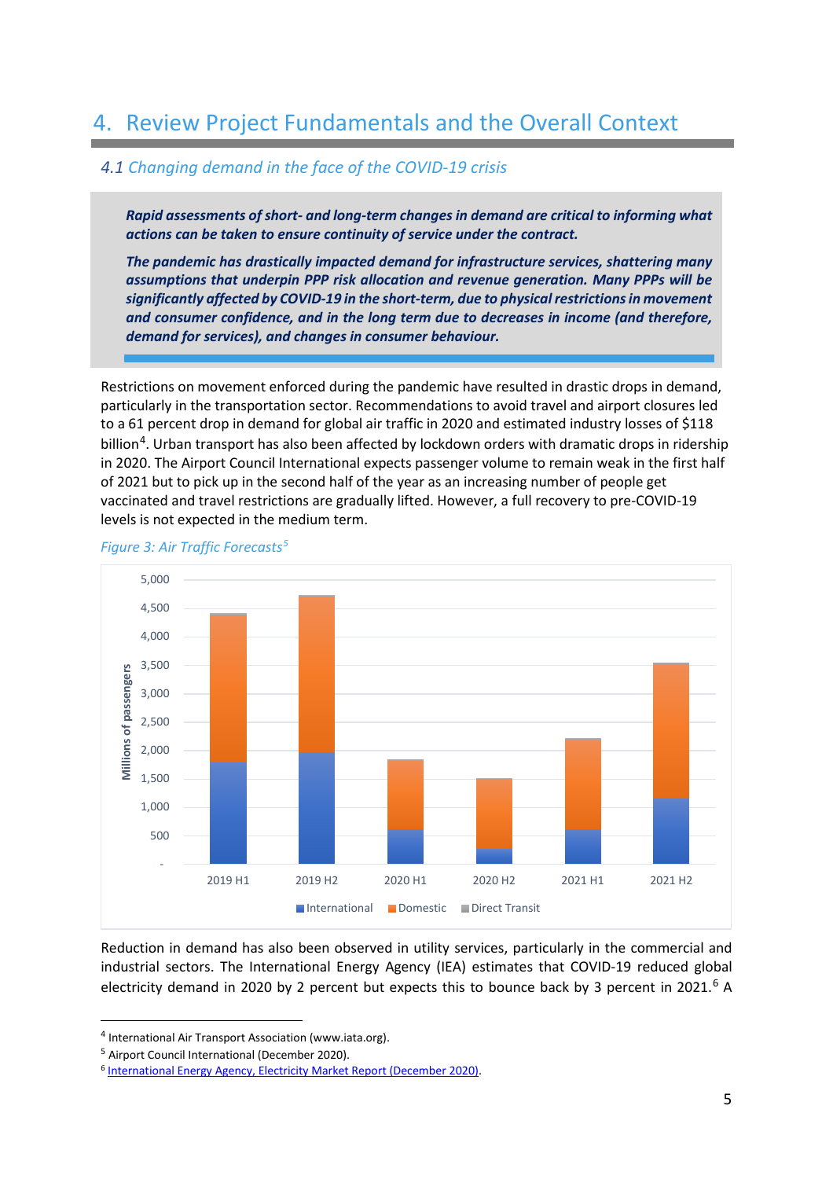# 4. Review Project Fundamentals and the Overall Context

## *4.1 Changing demand in the face of the COVID-19 crisis*

***Rapid assessments of short- and long-term changes in demand are critical to informing what actions can be taken to ensure continuity of service under the contract.***

***The pandemic has drastically impacted demand for infrastructure services, shattering many assumptions that underpin PPP risk allocation and revenue generation. Many PPPs will be significantly affected by COVID-19 in the short-term, due to physical restrictions in movement and consumer confidence, and in the long term due to decreases in income (and therefore, demand for services), and changes in consumer behaviour.***

Restrictions on movement enforced during the pandemic have resulted in drastic drops in demand, particularly in the transportation sector. Recommendations to avoid travel and airport closures led to a 61 percent drop in demand for global air traffic in 2020 and estimated industry losses of $118 billion[4]. Urban transport has also been affected by lockdown orders with dramatic drops in ridership in 2020. The Airport Council International expects passenger volume to remain weak in the first half of 2021 but to pick up in the second half of the year as an increasing number of people get vaccinated and travel restrictions are gradually lifted. However, a full recovery to pre-COVID-19 levels is not expected in the medium term.

*Figure 3: Air Traffic Forecasts*[5]

Reduction in demand has also been observed in utility services, particularly in the commercial and industrial sectors. The International Energy Agency (IEA) estimates that COVID-19 reduced global electricity demand in 2020 by 2 percent but expects this to bounce back by 3 percent in 2021.[6] A

---

[4] International Air Transport Association (www.iata.org).

[5] Airport Council International (December 2020).

[6] International Energy Agency, Electricity Market Report (December 2020).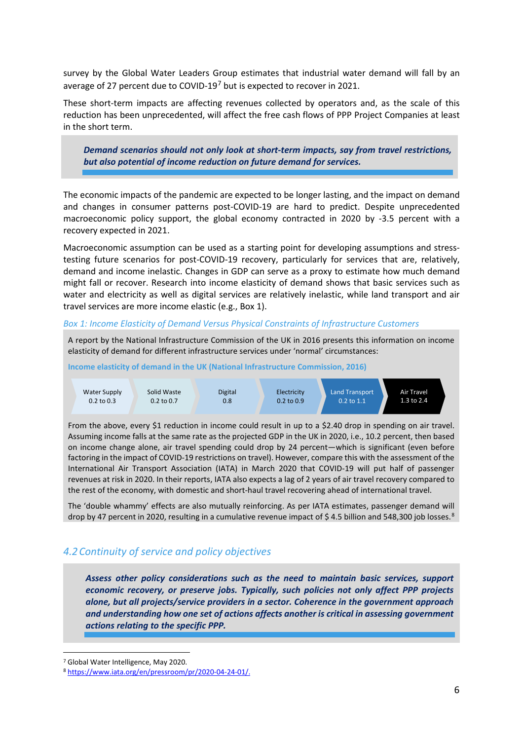survey by the Global Water Leaders Group estimates that industrial water demand will fall by an average of 27 percent due to COVID-19[7] but is expected to recover in 2021.

These short-term impacts are affecting revenues collected by operators and, as the scale of this reduction has been unprecedented, will affect the free cash flows of PPP Project Companies at least in the short term.

> ***Demand scenarios should not only look at short-term impacts, say from travel restrictions, but also potential of income reduction on future demand for services.***

The economic impacts of the pandemic are expected to be longer lasting, and the impact on demand and changes in consumer patterns post-COVID-19 are hard to predict. Despite unprecedented macroeconomic policy support, the global economy contracted in 2020 by -3.5 percent with a recovery expected in 2021.

Macroeconomic assumption can be used as a starting point for developing assumptions and stress-testing future scenarios for post-COVID-19 recovery, particularly for services that are, relatively, demand and income inelastic. Changes in GDP can serve as a proxy to estimate how much demand might fall or recover. Research into income elasticity of demand shows that basic services such as water and electricity as well as digital services are relatively inelastic, while land transport and air travel services are more income elastic (e.g., Box 1).

*Box 1: Income Elasticity of Demand Versus Physical Constraints of Infrastructure Customers*

A report by the National Infrastructure Commission of the UK in 2016 presents this information on income elasticity of demand for different infrastructure services under 'normal' circumstances:

**Income elasticity of demand in the UK (National Infrastructure Commission, 2016)**

| Water Supply | Solid Waste | Digital | Electricity | Land Transport | Air Travel |
|---|---|---|---|---|---|
| 0.2 to 0.3 | 0.2 to 0.7 | 0.8 | 0.2 to 0.9 | 0.2 to 1.1 | 1.3 to 2.4 |

From the above, every $1 reduction in income could result in up to a $2.40 drop in spending on air travel. Assuming income falls at the same rate as the projected GDP in the UK in 2020, i.e., 10.2 percent, then based on income change alone, air travel spending could drop by 24 percent—which is significant (even before factoring in the impact of COVID-19 restrictions on travel). However, compare this with the assessment of the International Air Transport Association (IATA) in March 2020 that COVID-19 will put half of passenger revenues at risk in 2020. In their reports, IATA also expects a lag of 2 years of air travel recovery compared to the rest of the economy, with domestic and short-haul travel recovering ahead of international travel.

The 'double whammy' effects are also mutually reinforcing. As per IATA estimates, passenger demand will drop by 47 percent in 2020, resulting in a cumulative revenue impact of $ 4.5 billion and 548,300 job losses.[8]

## *4.2 Continuity of service and policy objectives*

> ***Assess other policy considerations such as the need to maintain basic services, support economic recovery, or preserve jobs. Typically, such policies not only affect PPP projects alone, but all projects/service providers in a sector. Coherence in the government approach and understanding how one set of actions affects another is critical in assessing government actions relating to the specific PPP.***

---

[7] Global Water Intelligence, May 2020.

[8] https://www.iata.org/en/pressroom/pr/2020-04-24-01/.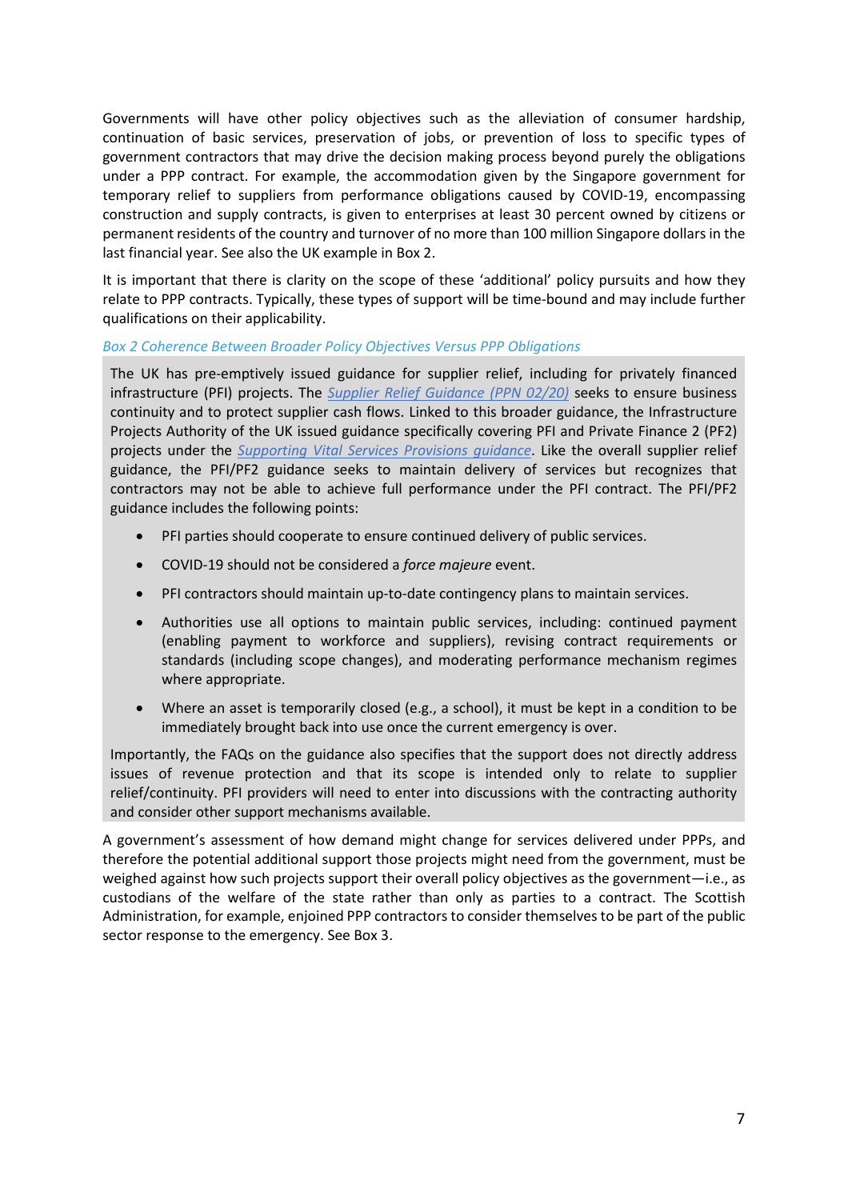Governments will have other policy objectives such as the alleviation of consumer hardship, continuation of basic services, preservation of jobs, or prevention of loss to specific types of government contractors that may drive the decision making process beyond purely the obligations under a PPP contract. For example, the accommodation given by the Singapore government for temporary relief to suppliers from performance obligations caused by COVID-19, encompassing construction and supply contracts, is given to enterprises at least 30 percent owned by citizens or permanent residents of the country and turnover of no more than 100 million Singapore dollars in the last financial year. See also the UK example in Box 2.

It is important that there is clarity on the scope of these 'additional' policy pursuits and how they relate to PPP contracts. Typically, these types of support will be time-bound and may include further qualifications on their applicability.

*Box 2 Coherence Between Broader Policy Objectives Versus PPP Obligations*

> The UK has pre-emptively issued guidance for supplier relief, including for privately financed infrastructure (PFI) projects. The *Supplier Relief Guidance (PPN 02/20)* seeks to ensure business continuity and to protect supplier cash flows. Linked to this broader guidance, the Infrastructure Projects Authority of the UK issued guidance specifically covering PFI and Private Finance 2 (PF2) projects under the *Supporting Vital Services Provisions guidance*. Like the overall supplier relief guidance, the PFI/PF2 guidance seeks to maintain delivery of services but recognizes that contractors may not be able to achieve full performance under the PFI contract. The PFI/PF2 guidance includes the following points:
>
> - PFI parties should cooperate to ensure continued delivery of public services.
> - COVID-19 should not be considered a *force majeure* event.
> - PFI contractors should maintain up-to-date contingency plans to maintain services.
> - Authorities use all options to maintain public services, including: continued payment (enabling payment to workforce and suppliers), revising contract requirements or standards (including scope changes), and moderating performance mechanism regimes where appropriate.
> - Where an asset is temporarily closed (e.g., a school), it must be kept in a condition to be immediately brought back into use once the current emergency is over.
>
> Importantly, the FAQs on the guidance also specifies that the support does not directly address issues of revenue protection and that its scope is intended only to relate to supplier relief/continuity. PFI providers will need to enter into discussions with the contracting authority and consider other support mechanisms available.

A government's assessment of how demand might change for services delivered under PPPs, and therefore the potential additional support those projects might need from the government, must be weighed against how such projects support their overall policy objectives as the government—i.e., as custodians of the welfare of the state rather than only as parties to a contract. The Scottish Administration, for example, enjoined PPP contractors to consider themselves to be part of the public sector response to the emergency. See Box 3.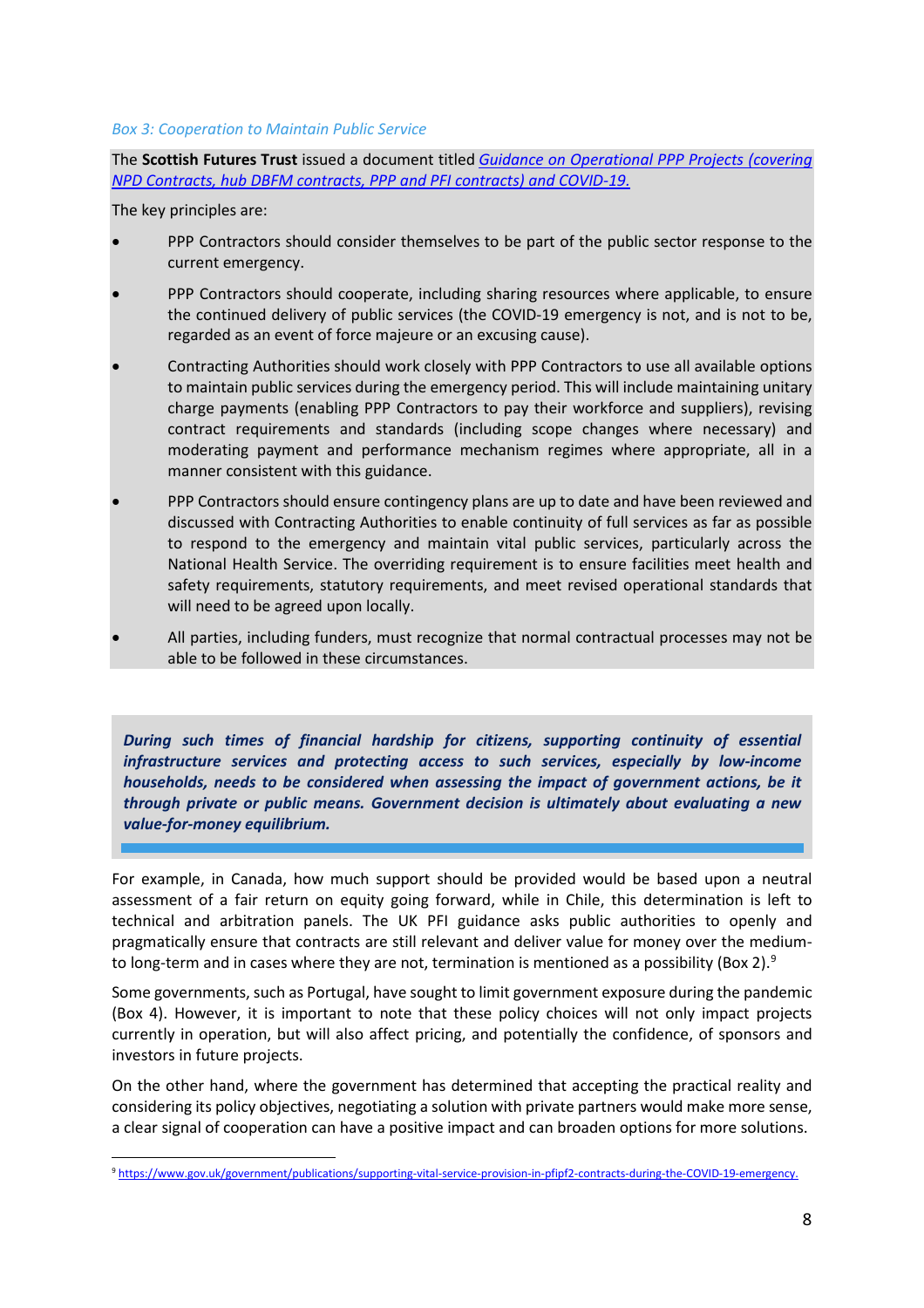*Box 3: Cooperation to Maintain Public Service*

The **Scottish Futures Trust** issued a document titled *Guidance on Operational PPP Projects (covering NPD Contracts, hub DBFM contracts, PPP and PFI contracts) and COVID-19.*

The key principles are:

- PPP Contractors should consider themselves to be part of the public sector response to the current emergency.
- PPP Contractors should cooperate, including sharing resources where applicable, to ensure the continued delivery of public services (the COVID-19 emergency is not, and is not to be, regarded as an event of force majeure or an excusing cause).
- Contracting Authorities should work closely with PPP Contractors to use all available options to maintain public services during the emergency period. This will include maintaining unitary charge payments (enabling PPP Contractors to pay their workforce and suppliers), revising contract requirements and standards (including scope changes where necessary) and moderating payment and performance mechanism regimes where appropriate, all in a manner consistent with this guidance.
- PPP Contractors should ensure contingency plans are up to date and have been reviewed and discussed with Contracting Authorities to enable continuity of full services as far as possible to respond to the emergency and maintain vital public services, particularly across the National Health Service. The overriding requirement is to ensure facilities meet health and safety requirements, statutory requirements, and meet revised operational standards that will need to be agreed upon locally.
- All parties, including funders, must recognize that normal contractual processes may not be able to be followed in these circumstances.

***During such times of financial hardship for citizens, supporting continuity of essential infrastructure services and protecting access to such services, especially by low-income households, needs to be considered when assessing the impact of government actions, be it through private or public means. Government decision is ultimately about evaluating a new value-for-money equilibrium.***

For example, in Canada, how much support should be provided would be based upon a neutral assessment of a fair return on equity going forward, while in Chile, this determination is left to technical and arbitration panels. The UK PFI guidance asks public authorities to openly and pragmatically ensure that contracts are still relevant and deliver value for money over the medium- to long-term and in cases where they are not, termination is mentioned as a possibility (Box 2).[9]

Some governments, such as Portugal, have sought to limit government exposure during the pandemic (Box 4). However, it is important to note that these policy choices will not only impact projects currently in operation, but will also affect pricing, and potentially the confidence, of sponsors and investors in future projects.

On the other hand, where the government has determined that accepting the practical reality and considering its policy objectives, negotiating a solution with private partners would make more sense, a clear signal of cooperation can have a positive impact and can broaden options for more solutions.

[9] https://www.gov.uk/government/publications/supporting-vital-service-provision-in-pfipf2-contracts-during-the-COVID-19-emergency.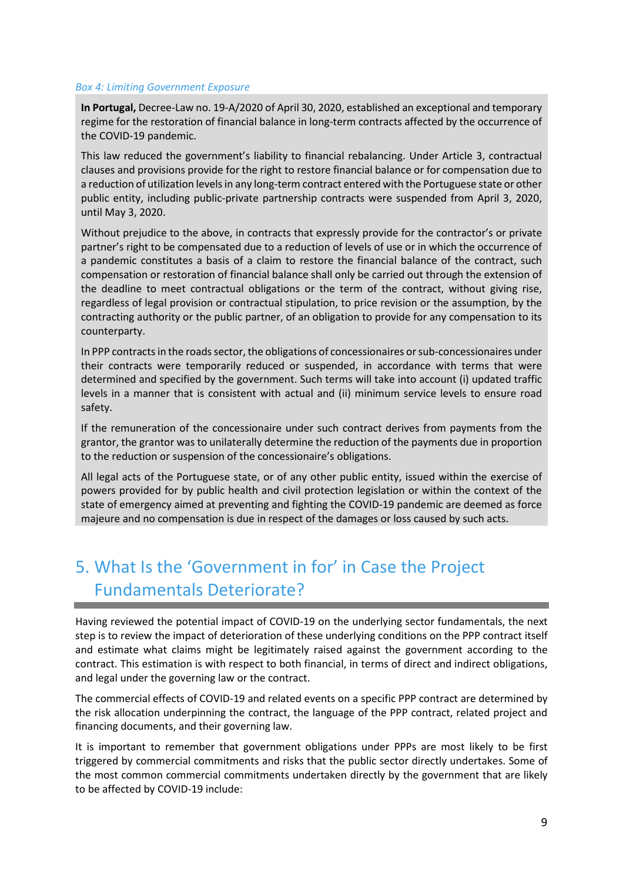*Box 4: Limiting Government Exposure*

**In Portugal,** Decree-Law no. 19-A/2020 of April 30, 2020, established an exceptional and temporary regime for the restoration of financial balance in long-term contracts affected by the occurrence of the COVID-19 pandemic.

This law reduced the government's liability to financial rebalancing. Under Article 3, contractual clauses and provisions provide for the right to restore financial balance or for compensation due to a reduction of utilization levels in any long-term contract entered with the Portuguese state or other public entity, including public-private partnership contracts were suspended from April 3, 2020, until May 3, 2020.

Without prejudice to the above, in contracts that expressly provide for the contractor's or private partner's right to be compensated due to a reduction of levels of use or in which the occurrence of a pandemic constitutes a basis of a claim to restore the financial balance of the contract, such compensation or restoration of financial balance shall only be carried out through the extension of the deadline to meet contractual obligations or the term of the contract, without giving rise, regardless of legal provision or contractual stipulation, to price revision or the assumption, by the contracting authority or the public partner, of an obligation to provide for any compensation to its counterparty.

In PPP contracts in the roads sector, the obligations of concessionaires or sub-concessionaires under their contracts were temporarily reduced or suspended, in accordance with terms that were determined and specified by the government. Such terms will take into account (i) updated traffic levels in a manner that is consistent with actual and (ii) minimum service levels to ensure road safety.

If the remuneration of the concessionaire under such contract derives from payments from the grantor, the grantor was to unilaterally determine the reduction of the payments due in proportion to the reduction or suspension of the concessionaire's obligations.

All legal acts of the Portuguese state, or of any other public entity, issued within the exercise of powers provided for by public health and civil protection legislation or within the context of the state of emergency aimed at preventing and fighting the COVID-19 pandemic are deemed as force majeure and no compensation is due in respect of the damages or loss caused by such acts.

# 5. What Is the 'Government in for' in Case the Project Fundamentals Deteriorate?

Having reviewed the potential impact of COVID-19 on the underlying sector fundamentals, the next step is to review the impact of deterioration of these underlying conditions on the PPP contract itself and estimate what claims might be legitimately raised against the government according to the contract. This estimation is with respect to both financial, in terms of direct and indirect obligations, and legal under the governing law or the contract.

The commercial effects of COVID-19 and related events on a specific PPP contract are determined by the risk allocation underpinning the contract, the language of the PPP contract, related project and financing documents, and their governing law.

It is important to remember that government obligations under PPPs are most likely to be first triggered by commercial commitments and risks that the public sector directly undertakes. Some of the most common commercial commitments undertaken directly by the government that are likely to be affected by COVID-19 include: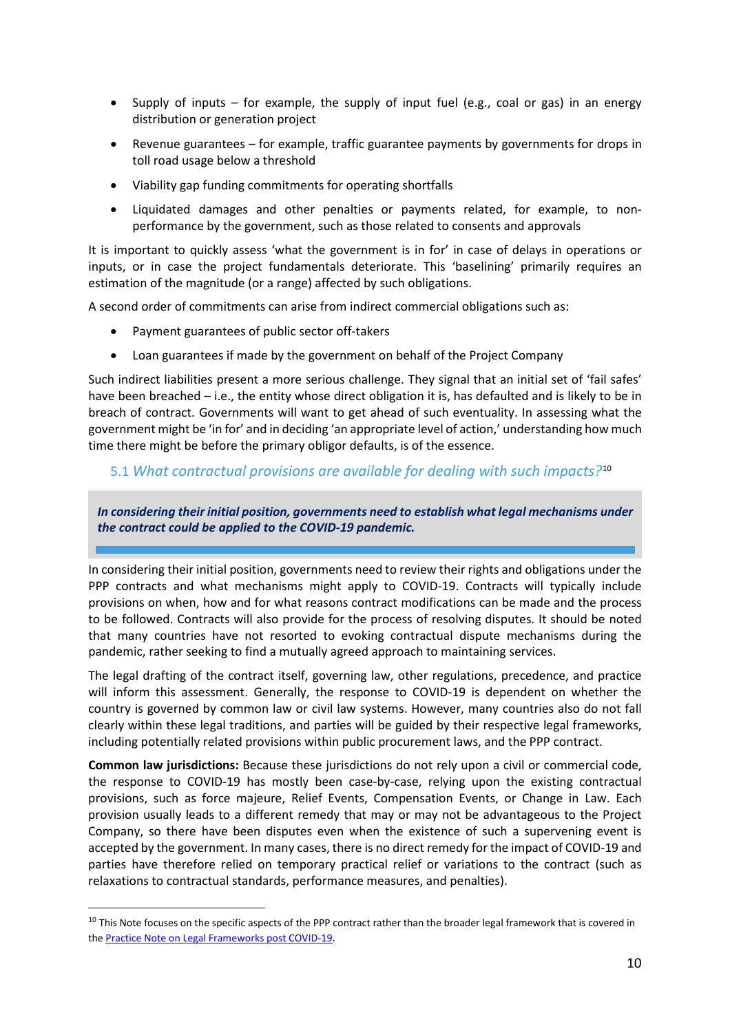- Supply of inputs – for example, the supply of input fuel (e.g., coal or gas) in an energy distribution or generation project
- Revenue guarantees – for example, traffic guarantee payments by governments for drops in toll road usage below a threshold
- Viability gap funding commitments for operating shortfalls
- Liquidated damages and other penalties or payments related, for example, to non-performance by the government, such as those related to consents and approvals

It is important to quickly assess 'what the government is in for' in case of delays in operations or inputs, or in case the project fundamentals deteriorate. This 'baselining' primarily requires an estimation of the magnitude (or a range) affected by such obligations.

A second order of commitments can arise from indirect commercial obligations such as:

- Payment guarantees of public sector off-takers
- Loan guarantees if made by the government on behalf of the Project Company

Such indirect liabilities present a more serious challenge. They signal that an initial set of 'fail safes' have been breached – i.e., the entity whose direct obligation it is, has defaulted and is likely to be in breach of contract. Governments will want to get ahead of such eventuality. In assessing what the government might be 'in for' and in deciding 'an appropriate level of action,' understanding how much time there might be before the primary obligor defaults, is of the essence.

### 5.1 *What contractual provisions are available for dealing with such impacts?*[10]

***In considering their initial position, governments need to establish what legal mechanisms under the contract could be applied to the COVID-19 pandemic.***

In considering their initial position, governments need to review their rights and obligations under the PPP contracts and what mechanisms might apply to COVID-19. Contracts will typically include provisions on when, how and for what reasons contract modifications can be made and the process to be followed. Contracts will also provide for the process of resolving disputes. It should be noted that many countries have not resorted to evoking contractual dispute mechanisms during the pandemic, rather seeking to find a mutually agreed approach to maintaining services.

The legal drafting of the contract itself, governing law, other regulations, precedence, and practice will inform this assessment. Generally, the response to COVID-19 is dependent on whether the country is governed by common law or civil law systems. However, many countries also do not fall clearly within these legal traditions, and parties will be guided by their respective legal frameworks, including potentially related provisions within public procurement laws, and the PPP contract.

**Common law jurisdictions:** Because these jurisdictions do not rely upon a civil or commercial code, the response to COVID-19 has mostly been case-by-case, relying upon the existing contractual provisions, such as force majeure, Relief Events, Compensation Events, or Change in Law. Each provision usually leads to a different remedy that may or may not be advantageous to the Project Company, so there have been disputes even when the existence of such a supervening event is accepted by the government. In many cases, there is no direct remedy for the impact of COVID-19 and parties have therefore relied on temporary practical relief or variations to the contract (such as relaxations to contractual standards, performance measures, and penalties).

[10] This Note focuses on the specific aspects of the PPP contract rather than the broader legal framework that is covered in the Practice Note on Legal Frameworks post COVID-19.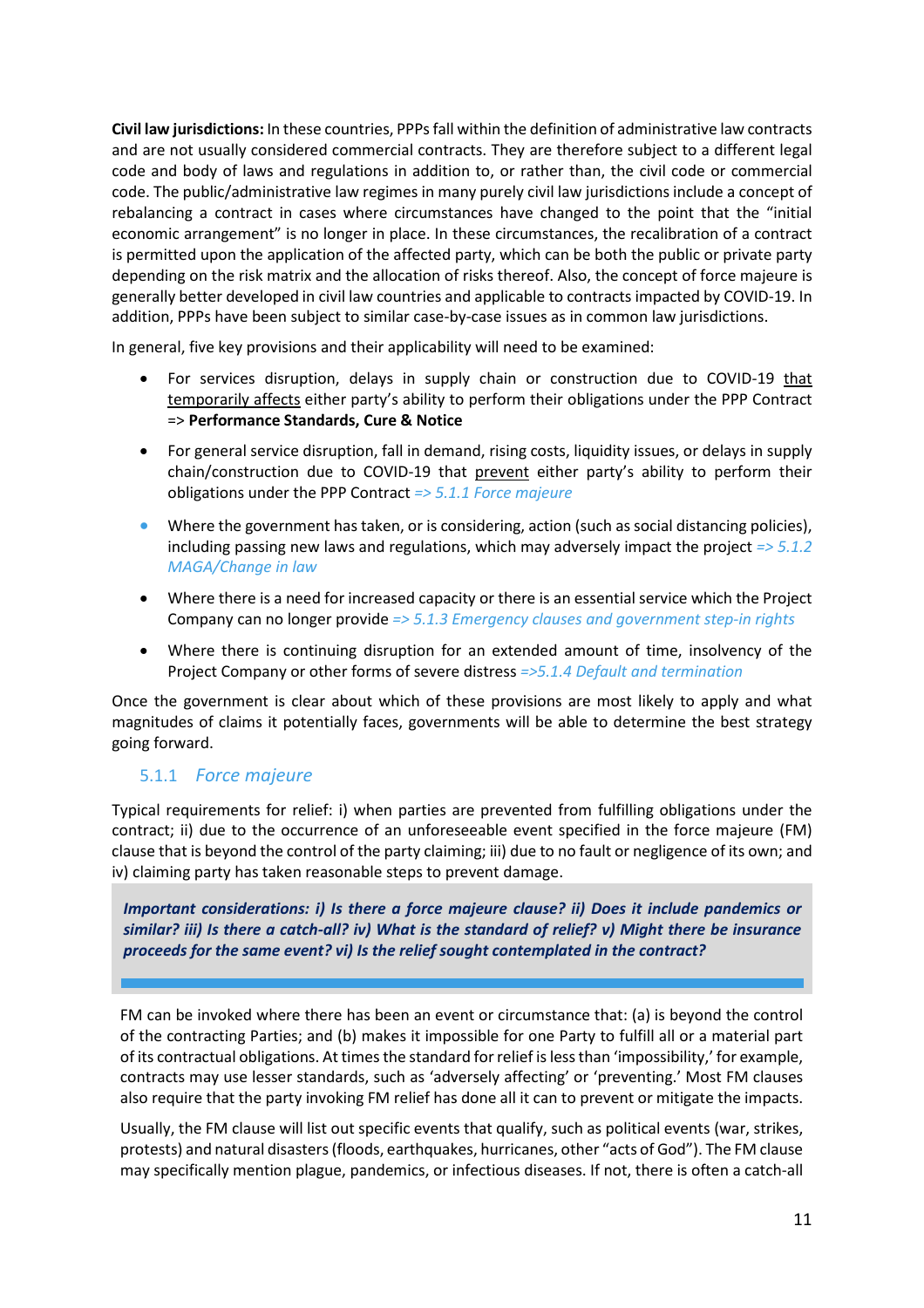**Civil law jurisdictions:** In these countries, PPPs fall within the definition of administrative law contracts and are not usually considered commercial contracts. They are therefore subject to a different legal code and body of laws and regulations in addition to, or rather than, the civil code or commercial code. The public/administrative law regimes in many purely civil law jurisdictions include a concept of rebalancing a contract in cases where circumstances have changed to the point that the "initial economic arrangement" is no longer in place. In these circumstances, the recalibration of a contract is permitted upon the application of the affected party, which can be both the public or private party depending on the risk matrix and the allocation of risks thereof. Also, the concept of force majeure is generally better developed in civil law countries and applicable to contracts impacted by COVID-19. In addition, PPPs have been subject to similar case-by-case issues as in common law jurisdictions.

In general, five key provisions and their applicability will need to be examined:

- For services disruption, delays in supply chain or construction due to COVID-19 that temporarily affects either party's ability to perform their obligations under the PPP Contract => **Performance Standards, Cure & Notice**
- For general service disruption, fall in demand, rising costs, liquidity issues, or delays in supply chain/construction due to COVID-19 that prevent either party's ability to perform their obligations under the PPP Contract *=> 5.1.1 Force majeure*
- Where the government has taken, or is considering, action (such as social distancing policies), including passing new laws and regulations, which may adversely impact the project *=> 5.1.2 MAGA/Change in law*
- Where there is a need for increased capacity or there is an essential service which the Project Company can no longer provide *=> 5.1.3 Emergency clauses and government step-in rights*
- Where there is continuing disruption for an extended amount of time, insolvency of the Project Company or other forms of severe distress *=>5.1.4 Default and termination*

Once the government is clear about which of these provisions are most likely to apply and what magnitudes of claims it potentially faces, governments will be able to determine the best strategy going forward.

### 5.1.1 *Force majeure*

Typical requirements for relief: i) when parties are prevented from fulfilling obligations under the contract; ii) due to the occurrence of an unforeseeable event specified in the force majeure (FM) clause that is beyond the control of the party claiming; iii) due to no fault or negligence of its own; and iv) claiming party has taken reasonable steps to prevent damage.

> ***Important considerations: i) Is there a force majeure clause? ii) Does it include pandemics or similar? iii) Is there a catch-all? iv) What is the standard of relief? v) Might there be insurance proceeds for the same event? vi) Is the relief sought contemplated in the contract?***

FM can be invoked where there has been an event or circumstance that: (a) is beyond the control of the contracting Parties; and (b) makes it impossible for one Party to fulfill all or a material part of its contractual obligations. At times the standard for relief is less than 'impossibility,' for example, contracts may use lesser standards, such as 'adversely affecting' or 'preventing.' Most FM clauses also require that the party invoking FM relief has done all it can to prevent or mitigate the impacts.

Usually, the FM clause will list out specific events that qualify, such as political events (war, strikes, protests) and natural disasters (floods, earthquakes, hurricanes, other "acts of God"). The FM clause may specifically mention plague, pandemics, or infectious diseases. If not, there is often a catch-all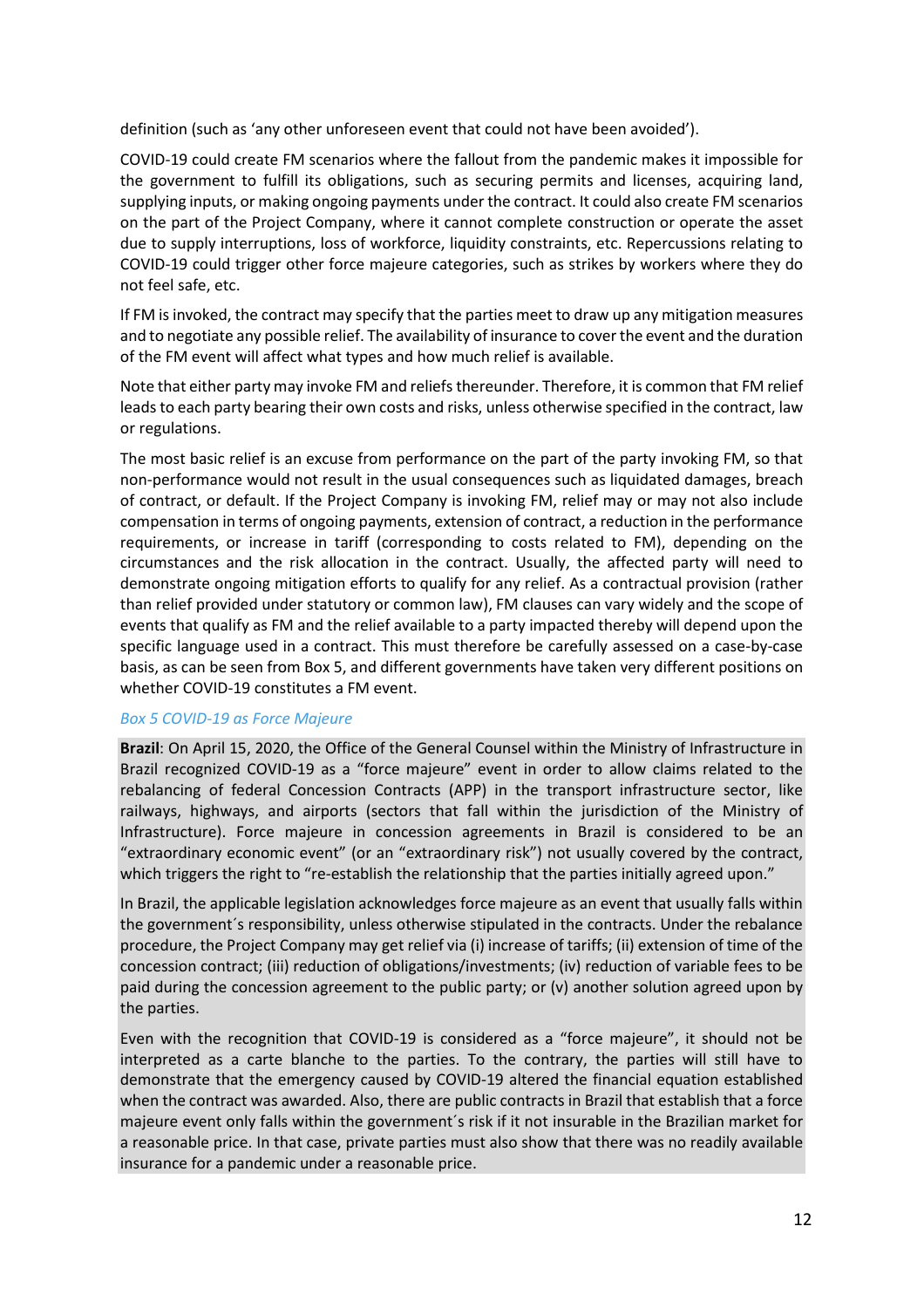definition (such as 'any other unforeseen event that could not have been avoided').

COVID-19 could create FM scenarios where the fallout from the pandemic makes it impossible for the government to fulfill its obligations, such as securing permits and licenses, acquiring land, supplying inputs, or making ongoing payments under the contract. It could also create FM scenarios on the part of the Project Company, where it cannot complete construction or operate the asset due to supply interruptions, loss of workforce, liquidity constraints, etc. Repercussions relating to COVID-19 could trigger other force majeure categories, such as strikes by workers where they do not feel safe, etc.

If FM is invoked, the contract may specify that the parties meet to draw up any mitigation measures and to negotiate any possible relief. The availability of insurance to cover the event and the duration of the FM event will affect what types and how much relief is available.

Note that either party may invoke FM and reliefs thereunder. Therefore, it is common that FM relief leads to each party bearing their own costs and risks, unless otherwise specified in the contract, law or regulations.

The most basic relief is an excuse from performance on the part of the party invoking FM, so that non-performance would not result in the usual consequences such as liquidated damages, breach of contract, or default. If the Project Company is invoking FM, relief may or may not also include compensation in terms of ongoing payments, extension of contract, a reduction in the performance requirements, or increase in tariff (corresponding to costs related to FM), depending on the circumstances and the risk allocation in the contract. Usually, the affected party will need to demonstrate ongoing mitigation efforts to qualify for any relief. As a contractual provision (rather than relief provided under statutory or common law), FM clauses can vary widely and the scope of events that qualify as FM and the relief available to a party impacted thereby will depend upon the specific language used in a contract. This must therefore be carefully assessed on a case-by-case basis, as can be seen from Box 5, and different governments have taken very different positions on whether COVID-19 constitutes a FM event.

*Box 5 COVID-19 as Force Majeure*

**Brazil**: On April 15, 2020, the Office of the General Counsel within the Ministry of Infrastructure in Brazil recognized COVID-19 as a "force majeure" event in order to allow claims related to the rebalancing of federal Concession Contracts (APP) in the transport infrastructure sector, like railways, highways, and airports (sectors that fall within the jurisdiction of the Ministry of Infrastructure). Force majeure in concession agreements in Brazil is considered to be an "extraordinary economic event" (or an "extraordinary risk") not usually covered by the contract, which triggers the right to "re-establish the relationship that the parties initially agreed upon."

In Brazil, the applicable legislation acknowledges force majeure as an event that usually falls within the government´s responsibility, unless otherwise stipulated in the contracts. Under the rebalance procedure, the Project Company may get relief via (i) increase of tariffs; (ii) extension of time of the concession contract; (iii) reduction of obligations/investments; (iv) reduction of variable fees to be paid during the concession agreement to the public party; or (v) another solution agreed upon by the parties.

Even with the recognition that COVID-19 is considered as a "force majeure", it should not be interpreted as a carte blanche to the parties. To the contrary, the parties will still have to demonstrate that the emergency caused by COVID-19 altered the financial equation established when the contract was awarded. Also, there are public contracts in Brazil that establish that a force majeure event only falls within the government´s risk if it not insurable in the Brazilian market for a reasonable price. In that case, private parties must also show that there was no readily available insurance for a pandemic under a reasonable price.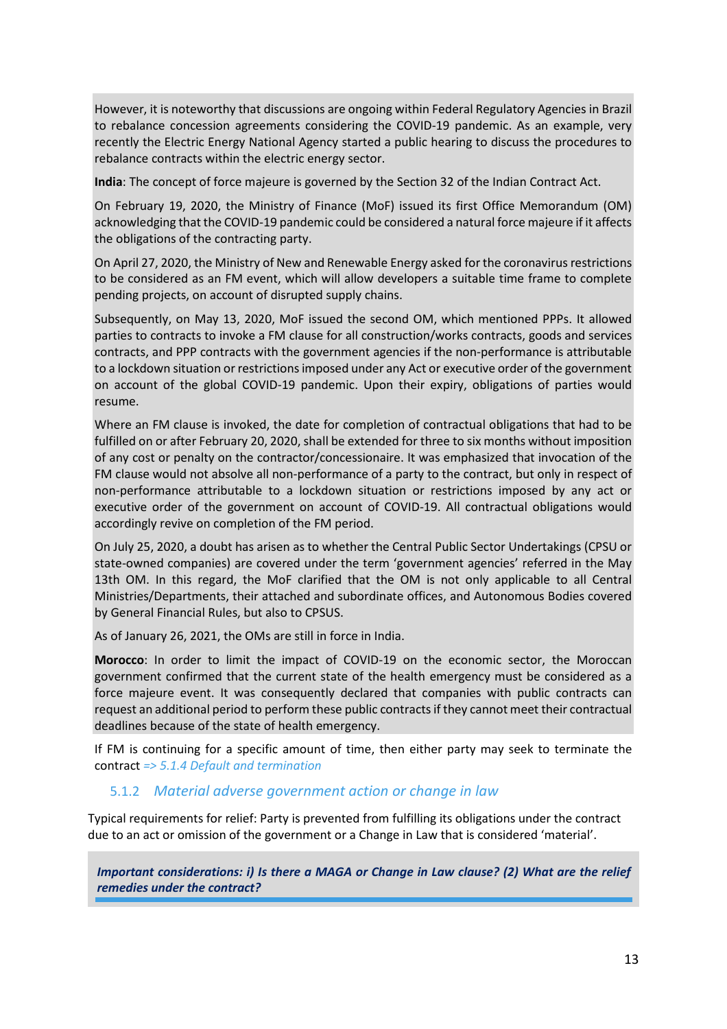However, it is noteworthy that discussions are ongoing within Federal Regulatory Agencies in Brazil to rebalance concession agreements considering the COVID-19 pandemic. As an example, very recently the Electric Energy National Agency started a public hearing to discuss the procedures to rebalance contracts within the electric energy sector.

**India**: The concept of force majeure is governed by the Section 32 of the Indian Contract Act.

On February 19, 2020, the Ministry of Finance (MoF) issued its first Office Memorandum (OM) acknowledging that the COVID-19 pandemic could be considered a natural force majeure if it affects the obligations of the contracting party.

On April 27, 2020, the Ministry of New and Renewable Energy asked for the coronavirus restrictions to be considered as an FM event, which will allow developers a suitable time frame to complete pending projects, on account of disrupted supply chains.

Subsequently, on May 13, 2020, MoF issued the second OM, which mentioned PPPs. It allowed parties to contracts to invoke a FM clause for all construction/works contracts, goods and services contracts, and PPP contracts with the government agencies if the non-performance is attributable to a lockdown situation or restrictions imposed under any Act or executive order of the government on account of the global COVID-19 pandemic. Upon their expiry, obligations of parties would resume.

Where an FM clause is invoked, the date for completion of contractual obligations that had to be fulfilled on or after February 20, 2020, shall be extended for three to six months without imposition of any cost or penalty on the contractor/concessionaire. It was emphasized that invocation of the FM clause would not absolve all non-performance of a party to the contract, but only in respect of non-performance attributable to a lockdown situation or restrictions imposed by any act or executive order of the government on account of COVID-19. All contractual obligations would accordingly revive on completion of the FM period.

On July 25, 2020, a doubt has arisen as to whether the Central Public Sector Undertakings (CPSU or state-owned companies) are covered under the term 'government agencies' referred in the May 13th OM. In this regard, the MoF clarified that the OM is not only applicable to all Central Ministries/Departments, their attached and subordinate offices, and Autonomous Bodies covered by General Financial Rules, but also to CPSUS.

As of January 26, 2021, the OMs are still in force in India.

**Morocco**: In order to limit the impact of COVID-19 on the economic sector, the Moroccan government confirmed that the current state of the health emergency must be considered as a force majeure event. It was consequently declared that companies with public contracts can request an additional period to perform these public contracts if they cannot meet their contractual deadlines because of the state of health emergency.

If FM is continuing for a specific amount of time, then either party may seek to terminate the contract *=> 5.1.4 Default and termination*

### 5.1.2 *Material adverse government action or change in law*

Typical requirements for relief: Party is prevented from fulfilling its obligations under the contract due to an act or omission of the government or a Change in Law that is considered 'material'.

***Important considerations: i) Is there a MAGA or Change in Law clause? (2) What are the relief remedies under the contract?***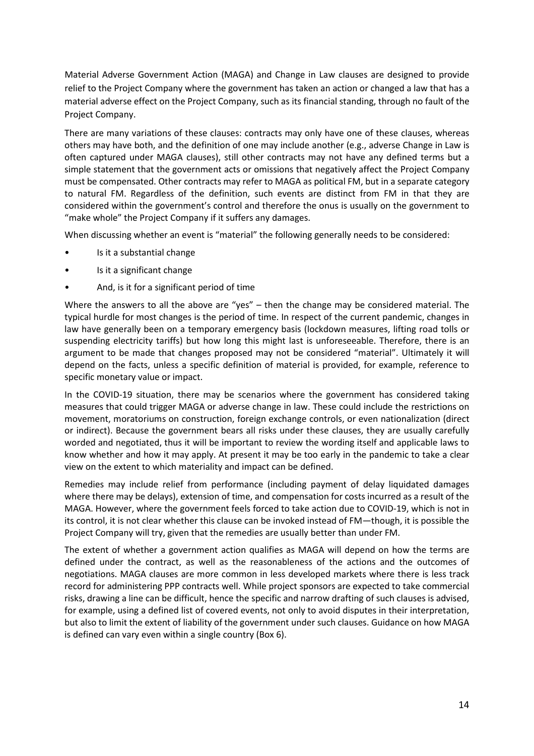Material Adverse Government Action (MAGA) and Change in Law clauses are designed to provide relief to the Project Company where the government has taken an action or changed a law that has a material adverse effect on the Project Company, such as its financial standing, through no fault of the Project Company.

There are many variations of these clauses: contracts may only have one of these clauses, whereas others may have both, and the definition of one may include another (e.g., adverse Change in Law is often captured under MAGA clauses), still other contracts may not have any defined terms but a simple statement that the government acts or omissions that negatively affect the Project Company must be compensated. Other contracts may refer to MAGA as political FM, but in a separate category to natural FM. Regardless of the definition, such events are distinct from FM in that they are considered within the government's control and therefore the onus is usually on the government to "make whole" the Project Company if it suffers any damages.

When discussing whether an event is "material" the following generally needs to be considered:

- Is it a substantial change
- Is it a significant change
- And, is it for a significant period of time

Where the answers to all the above are "yes" – then the change may be considered material. The typical hurdle for most changes is the period of time. In respect of the current pandemic, changes in law have generally been on a temporary emergency basis (lockdown measures, lifting road tolls or suspending electricity tariffs) but how long this might last is unforeseeable. Therefore, there is an argument to be made that changes proposed may not be considered "material". Ultimately it will depend on the facts, unless a specific definition of material is provided, for example, reference to specific monetary value or impact.

In the COVID-19 situation, there may be scenarios where the government has considered taking measures that could trigger MAGA or adverse change in law. These could include the restrictions on movement, moratoriums on construction, foreign exchange controls, or even nationalization (direct or indirect). Because the government bears all risks under these clauses, they are usually carefully worded and negotiated, thus it will be important to review the wording itself and applicable laws to know whether and how it may apply. At present it may be too early in the pandemic to take a clear view on the extent to which materiality and impact can be defined.

Remedies may include relief from performance (including payment of delay liquidated damages where there may be delays), extension of time, and compensation for costs incurred as a result of the MAGA. However, where the government feels forced to take action due to COVID-19, which is not in its control, it is not clear whether this clause can be invoked instead of FM—though, it is possible the Project Company will try, given that the remedies are usually better than under FM.

The extent of whether a government action qualifies as MAGA will depend on how the terms are defined under the contract, as well as the reasonableness of the actions and the outcomes of negotiations. MAGA clauses are more common in less developed markets where there is less track record for administering PPP contracts well. While project sponsors are expected to take commercial risks, drawing a line can be difficult, hence the specific and narrow drafting of such clauses is advised, for example, using a defined list of covered events, not only to avoid disputes in their interpretation, but also to limit the extent of liability of the government under such clauses. Guidance on how MAGA is defined can vary even within a single country (Box 6).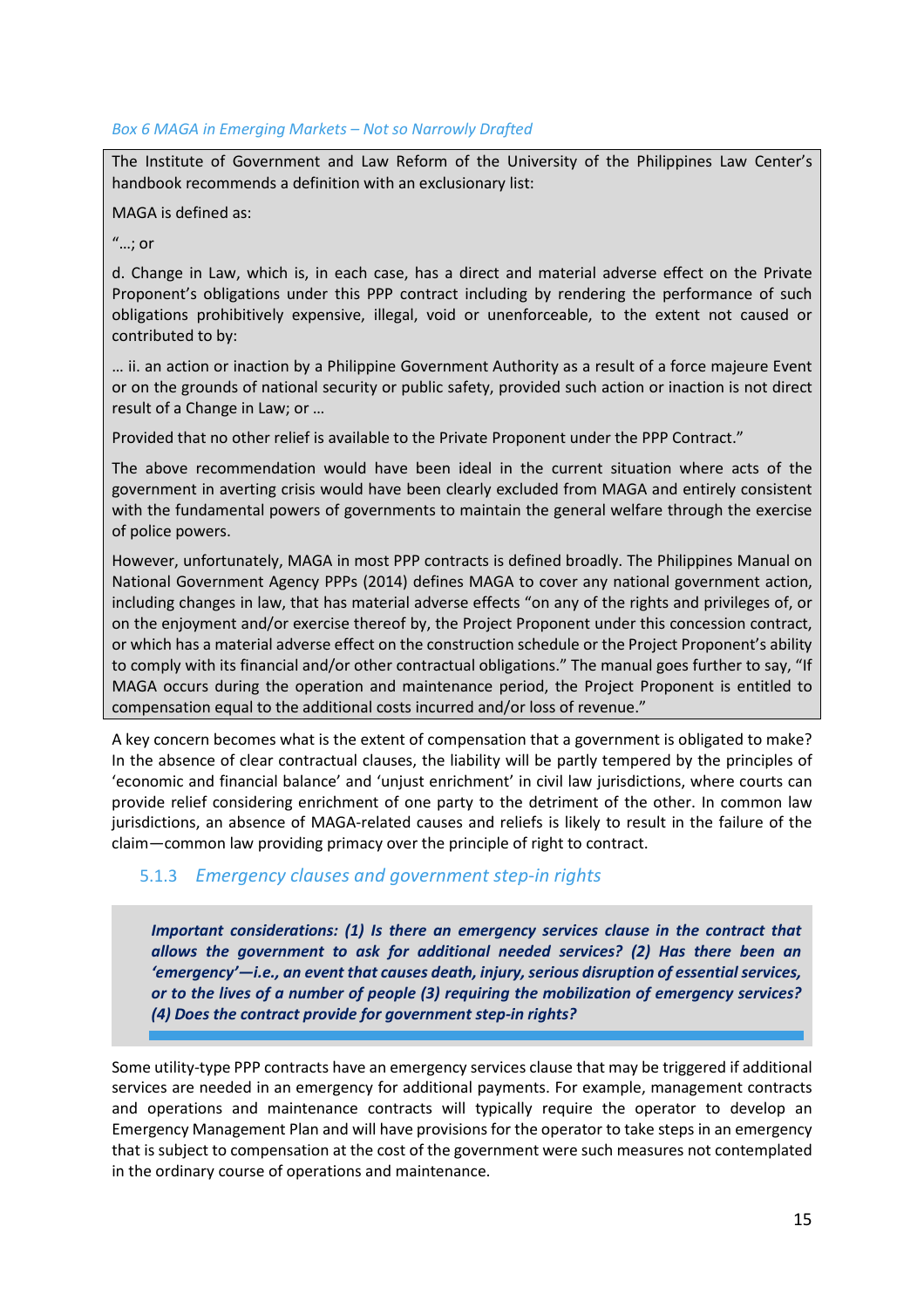*Box 6 MAGA in Emerging Markets – Not so Narrowly Drafted*

> The Institute of Government and Law Reform of the University of the Philippines Law Center's handbook recommends a definition with an exclusionary list:
>
> MAGA is defined as:
>
> "…; or
>
> d. Change in Law, which is, in each case, has a direct and material adverse effect on the Private Proponent's obligations under this PPP contract including by rendering the performance of such obligations prohibitively expensive, illegal, void or unenforceable, to the extent not caused or contributed to by:
>
> … ii. an action or inaction by a Philippine Government Authority as a result of a force majeure Event or on the grounds of national security or public safety, provided such action or inaction is not direct result of a Change in Law; or …
>
> Provided that no other relief is available to the Private Proponent under the PPP Contract."
>
> The above recommendation would have been ideal in the current situation where acts of the government in averting crisis would have been clearly excluded from MAGA and entirely consistent with the fundamental powers of governments to maintain the general welfare through the exercise of police powers.
>
> However, unfortunately, MAGA in most PPP contracts is defined broadly. The Philippines Manual on National Government Agency PPPs (2014) defines MAGA to cover any national government action, including changes in law, that has material adverse effects "on any of the rights and privileges of, or on the enjoyment and/or exercise thereof by, the Project Proponent under this concession contract, or which has a material adverse effect on the construction schedule or the Project Proponent's ability to comply with its financial and/or other contractual obligations." The manual goes further to say, "If MAGA occurs during the operation and maintenance period, the Project Proponent is entitled to compensation equal to the additional costs incurred and/or loss of revenue."

A key concern becomes what is the extent of compensation that a government is obligated to make? In the absence of clear contractual clauses, the liability will be partly tempered by the principles of 'economic and financial balance' and 'unjust enrichment' in civil law jurisdictions, where courts can provide relief considering enrichment of one party to the detriment of the other. In common law jurisdictions, an absence of MAGA-related causes and reliefs is likely to result in the failure of the claim—common law providing primacy over the principle of right to contract.

### 5.1.3 *Emergency clauses and government step-in rights*

> ***Important considerations: (1) Is there an emergency services clause in the contract that allows the government to ask for additional needed services? (2) Has there been an 'emergency'—i.e., an event that causes death, injury, serious disruption of essential services, or to the lives of a number of people (3) requiring the mobilization of emergency services? (4) Does the contract provide for government step-in rights?***

Some utility-type PPP contracts have an emergency services clause that may be triggered if additional services are needed in an emergency for additional payments. For example, management contracts and operations and maintenance contracts will typically require the operator to develop an Emergency Management Plan and will have provisions for the operator to take steps in an emergency that is subject to compensation at the cost of the government were such measures not contemplated in the ordinary course of operations and maintenance.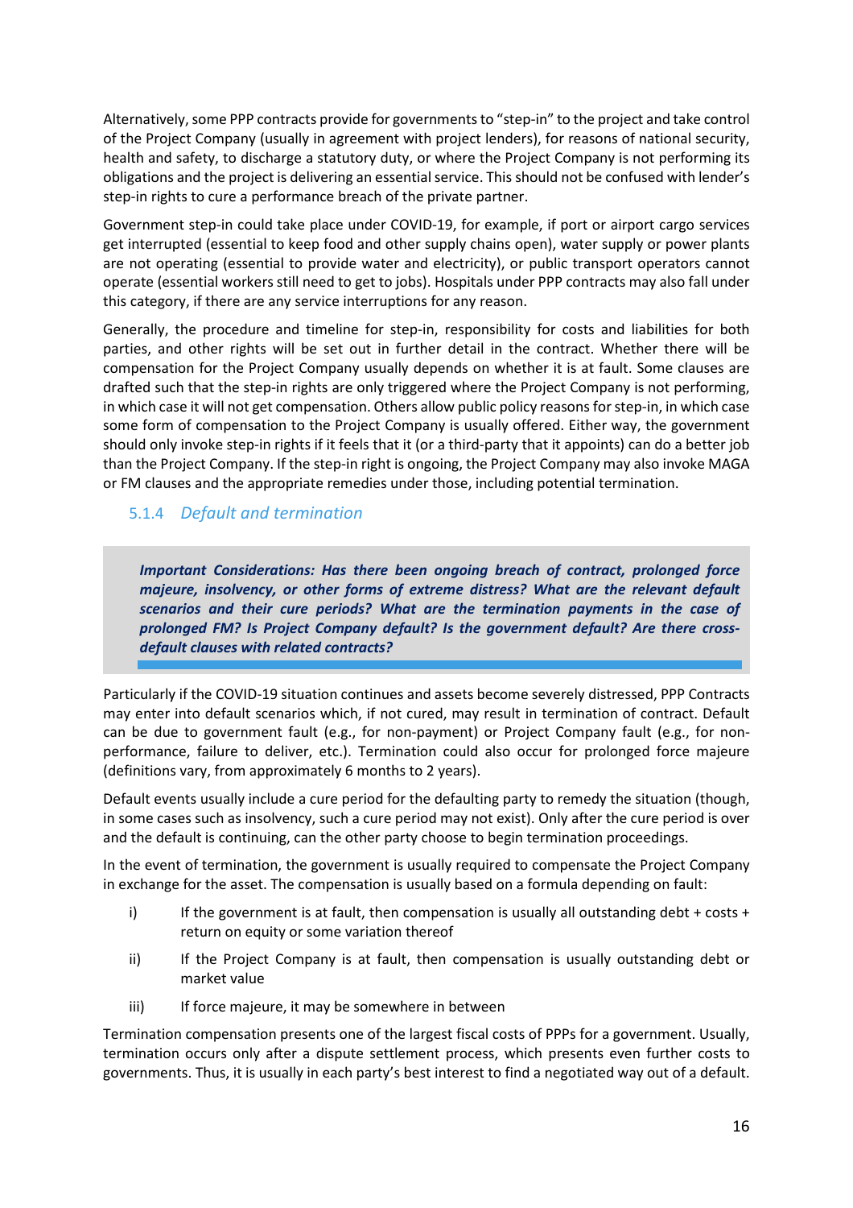Alternatively, some PPP contracts provide for governments to "step-in" to the project and take control of the Project Company (usually in agreement with project lenders), for reasons of national security, health and safety, to discharge a statutory duty, or where the Project Company is not performing its obligations and the project is delivering an essential service. This should not be confused with lender's step-in rights to cure a performance breach of the private partner.

Government step-in could take place under COVID-19, for example, if port or airport cargo services get interrupted (essential to keep food and other supply chains open), water supply or power plants are not operating (essential to provide water and electricity), or public transport operators cannot operate (essential workers still need to get to jobs). Hospitals under PPP contracts may also fall under this category, if there are any service interruptions for any reason.

Generally, the procedure and timeline for step-in, responsibility for costs and liabilities for both parties, and other rights will be set out in further detail in the contract. Whether there will be compensation for the Project Company usually depends on whether it is at fault. Some clauses are drafted such that the step-in rights are only triggered where the Project Company is not performing, in which case it will not get compensation. Others allow public policy reasons for step-in, in which case some form of compensation to the Project Company is usually offered. Either way, the government should only invoke step-in rights if it feels that it (or a third-party that it appoints) can do a better job than the Project Company. If the step-in right is ongoing, the Project Company may also invoke MAGA or FM clauses and the appropriate remedies under those, including potential termination.

### 5.1.4 *Default and termination*

> ***Important Considerations: Has there been ongoing breach of contract, prolonged force majeure, insolvency, or other forms of extreme distress? What are the relevant default scenarios and their cure periods? What are the termination payments in the case of prolonged FM? Is Project Company default? Is the government default? Are there cross-default clauses with related contracts?***

Particularly if the COVID-19 situation continues and assets become severely distressed, PPP Contracts may enter into default scenarios which, if not cured, may result in termination of contract. Default can be due to government fault (e.g., for non-payment) or Project Company fault (e.g., for non-performance, failure to deliver, etc.). Termination could also occur for prolonged force majeure (definitions vary, from approximately 6 months to 2 years).

Default events usually include a cure period for the defaulting party to remedy the situation (though, in some cases such as insolvency, such a cure period may not exist). Only after the cure period is over and the default is continuing, can the other party choose to begin termination proceedings.

In the event of termination, the government is usually required to compensate the Project Company in exchange for the asset. The compensation is usually based on a formula depending on fault:

i) If the government is at fault, then compensation is usually all outstanding debt + costs + return on equity or some variation thereof

ii) If the Project Company is at fault, then compensation is usually outstanding debt or market value

iii) If force majeure, it may be somewhere in between

Termination compensation presents one of the largest fiscal costs of PPPs for a government. Usually, termination occurs only after a dispute settlement process, which presents even further costs to governments. Thus, it is usually in each party's best interest to find a negotiated way out of a default.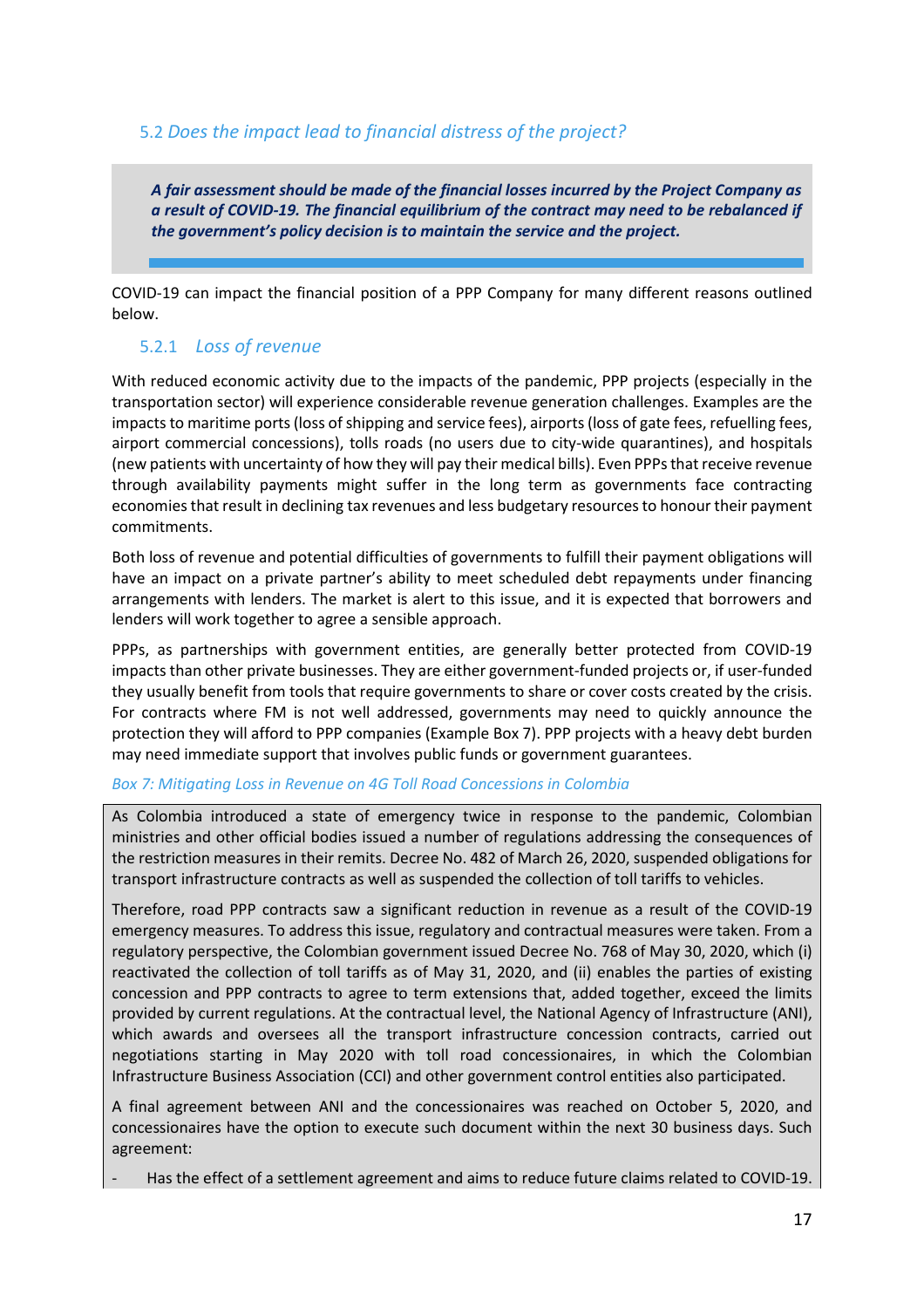## 5.2 *Does the impact lead to financial distress of the project?*

> ***A fair assessment should be made of the financial losses incurred by the Project Company as a result of COVID-19. The financial equilibrium of the contract may need to be rebalanced if the government's policy decision is to maintain the service and the project.***

COVID-19 can impact the financial position of a PPP Company for many different reasons outlined below.

### 5.2.1 *Loss of revenue*

With reduced economic activity due to the impacts of the pandemic, PPP projects (especially in the transportation sector) will experience considerable revenue generation challenges. Examples are the impacts to maritime ports (loss of shipping and service fees), airports (loss of gate fees, refuelling fees, airport commercial concessions), tolls roads (no users due to city-wide quarantines), and hospitals (new patients with uncertainty of how they will pay their medical bills). Even PPPs that receive revenue through availability payments might suffer in the long term as governments face contracting economies that result in declining tax revenues and less budgetary resources to honour their payment commitments.

Both loss of revenue and potential difficulties of governments to fulfill their payment obligations will have an impact on a private partner's ability to meet scheduled debt repayments under financing arrangements with lenders. The market is alert to this issue, and it is expected that borrowers and lenders will work together to agree a sensible approach.

PPPs, as partnerships with government entities, are generally better protected from COVID-19 impacts than other private businesses. They are either government-funded projects or, if user-funded they usually benefit from tools that require governments to share or cover costs created by the crisis. For contracts where FM is not well addressed, governments may need to quickly announce the protection they will afford to PPP companies (Example Box 7). PPP projects with a heavy debt burden may need immediate support that involves public funds or government guarantees.

*Box 7: Mitigating Loss in Revenue on 4G Toll Road Concessions in Colombia*

As Colombia introduced a state of emergency twice in response to the pandemic, Colombian ministries and other official bodies issued a number of regulations addressing the consequences of the restriction measures in their remits. Decree No. 482 of March 26, 2020, suspended obligations for transport infrastructure contracts as well as suspended the collection of toll tariffs to vehicles.

Therefore, road PPP contracts saw a significant reduction in revenue as a result of the COVID-19 emergency measures. To address this issue, regulatory and contractual measures were taken. From a regulatory perspective, the Colombian government issued Decree No. 768 of May 30, 2020, which (i) reactivated the collection of toll tariffs as of May 31, 2020, and (ii) enables the parties of existing concession and PPP contracts to agree to term extensions that, added together, exceed the limits provided by current regulations. At the contractual level, the National Agency of Infrastructure (ANI), which awards and oversees all the transport infrastructure concession contracts, carried out negotiations starting in May 2020 with toll road concessionaires, in which the Colombian Infrastructure Business Association (CCI) and other government control entities also participated.

A final agreement between ANI and the concessionaires was reached on October 5, 2020, and concessionaires have the option to execute such document within the next 30 business days. Such agreement:

- Has the effect of a settlement agreement and aims to reduce future claims related to COVID-19.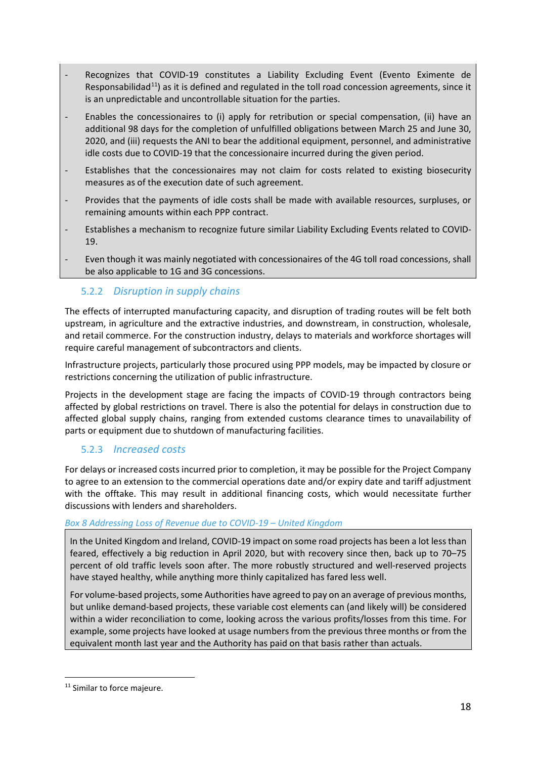- Recognizes that COVID-19 constitutes a Liability Excluding Event (Evento Eximente de Responsabilidad[11]) as it is defined and regulated in the toll road concession agreements, since it is an unpredictable and uncontrollable situation for the parties.
- Enables the concessionaires to (i) apply for retribution or special compensation, (ii) have an additional 98 days for the completion of unfulfilled obligations between March 25 and June 30, 2020, and (iii) requests the ANI to bear the additional equipment, personnel, and administrative idle costs due to COVID-19 that the concessionaire incurred during the given period.
- Establishes that the concessionaires may not claim for costs related to existing biosecurity measures as of the execution date of such agreement.
- Provides that the payments of idle costs shall be made with available resources, surpluses, or remaining amounts within each PPP contract.
- Establishes a mechanism to recognize future similar Liability Excluding Events related to COVID-19.
- Even though it was mainly negotiated with concessionaires of the 4G toll road concessions, shall be also applicable to 1G and 3G concessions.

### 5.2.2 *Disruption in supply chains*

The effects of interrupted manufacturing capacity, and disruption of trading routes will be felt both upstream, in agriculture and the extractive industries, and downstream, in construction, wholesale, and retail commerce. For the construction industry, delays to materials and workforce shortages will require careful management of subcontractors and clients.

Infrastructure projects, particularly those procured using PPP models, may be impacted by closure or restrictions concerning the utilization of public infrastructure.

Projects in the development stage are facing the impacts of COVID-19 through contractors being affected by global restrictions on travel. There is also the potential for delays in construction due to affected global supply chains, ranging from extended customs clearance times to unavailability of parts or equipment due to shutdown of manufacturing facilities.

### 5.2.3 *Increased costs*

For delays or increased costs incurred prior to completion, it may be possible for the Project Company to agree to an extension to the commercial operations date and/or expiry date and tariff adjustment with the offtake. This may result in additional financing costs, which would necessitate further discussions with lenders and shareholders.

*Box 8 Addressing Loss of Revenue due to COVID-19 – United Kingdom*

In the United Kingdom and Ireland, COVID-19 impact on some road projects has been a lot less than feared, effectively a big reduction in April 2020, but with recovery since then, back up to 70–75 percent of old traffic levels soon after. The more robustly structured and well-reserved projects have stayed healthy, while anything more thinly capitalized has fared less well.

For volume-based projects, some Authorities have agreed to pay on an average of previous months, but unlike demand-based projects, these variable cost elements can (and likely will) be considered within a wider reconciliation to come, looking across the various profits/losses from this time. For example, some projects have looked at usage numbers from the previous three months or from the equivalent month last year and the Authority has paid on that basis rather than actuals.

---

[11] Similar to force majeure.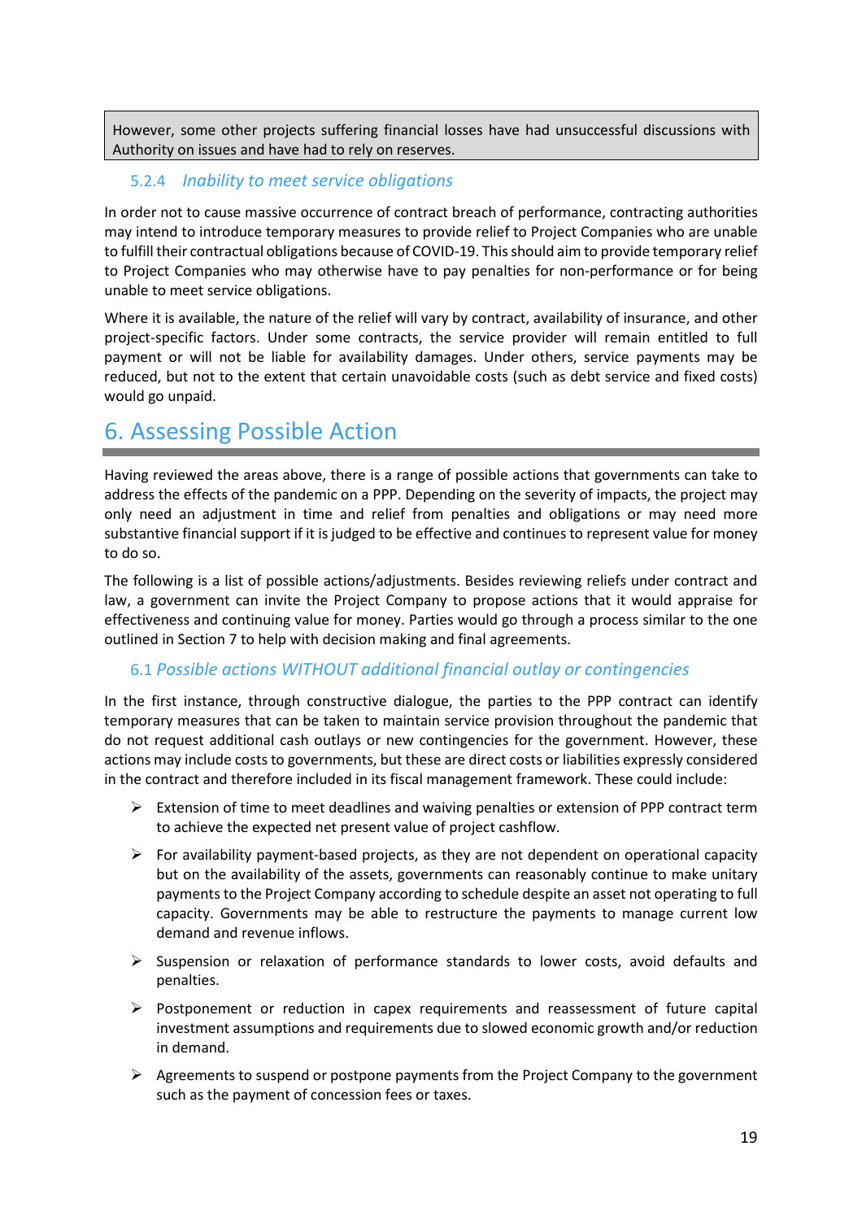> However, some other projects suffering financial losses have had unsuccessful discussions with Authority on issues and have had to rely on reserves.

### 5.2.4 *Inability to meet service obligations*

In order not to cause massive occurrence of contract breach of performance, contracting authorities may intend to introduce temporary measures to provide relief to Project Companies who are unable to fulfill their contractual obligations because of COVID-19. This should aim to provide temporary relief to Project Companies who may otherwise have to pay penalties for non-performance or for being unable to meet service obligations.

Where it is available, the nature of the relief will vary by contract, availability of insurance, and other project-specific factors. Under some contracts, the service provider will remain entitled to full payment or will not be liable for availability damages. Under others, service payments may be reduced, but not to the extent that certain unavoidable costs (such as debt service and fixed costs) would go unpaid.

# 6. Assessing Possible Action

Having reviewed the areas above, there is a range of possible actions that governments can take to address the effects of the pandemic on a PPP. Depending on the severity of impacts, the project may only need an adjustment in time and relief from penalties and obligations or may need more substantive financial support if it is judged to be effective and continues to represent value for money to do so.

The following is a list of possible actions/adjustments. Besides reviewing reliefs under contract and law, a government can invite the Project Company to propose actions that it would appraise for effectiveness and continuing value for money. Parties would go through a process similar to the one outlined in Section 7 to help with decision making and final agreements.

## 6.1 *Possible actions WITHOUT additional financial outlay or contingencies*

In the first instance, through constructive dialogue, the parties to the PPP contract can identify temporary measures that can be taken to maintain service provision throughout the pandemic that do not request additional cash outlays or new contingencies for the government. However, these actions may include costs to governments, but these are direct costs or liabilities expressly considered in the contract and therefore included in its fiscal management framework. These could include:

- Extension of time to meet deadlines and waiving penalties or extension of PPP contract term to achieve the expected net present value of project cashflow.
- For availability payment-based projects, as they are not dependent on operational capacity but on the availability of the assets, governments can reasonably continue to make unitary payments to the Project Company according to schedule despite an asset not operating to full capacity. Governments may be able to restructure the payments to manage current low demand and revenue inflows.
- Suspension or relaxation of performance standards to lower costs, avoid defaults and penalties.
- Postponement or reduction in capex requirements and reassessment of future capital investment assumptions and requirements due to slowed economic growth and/or reduction in demand.
- Agreements to suspend or postpone payments from the Project Company to the government such as the payment of concession fees or taxes.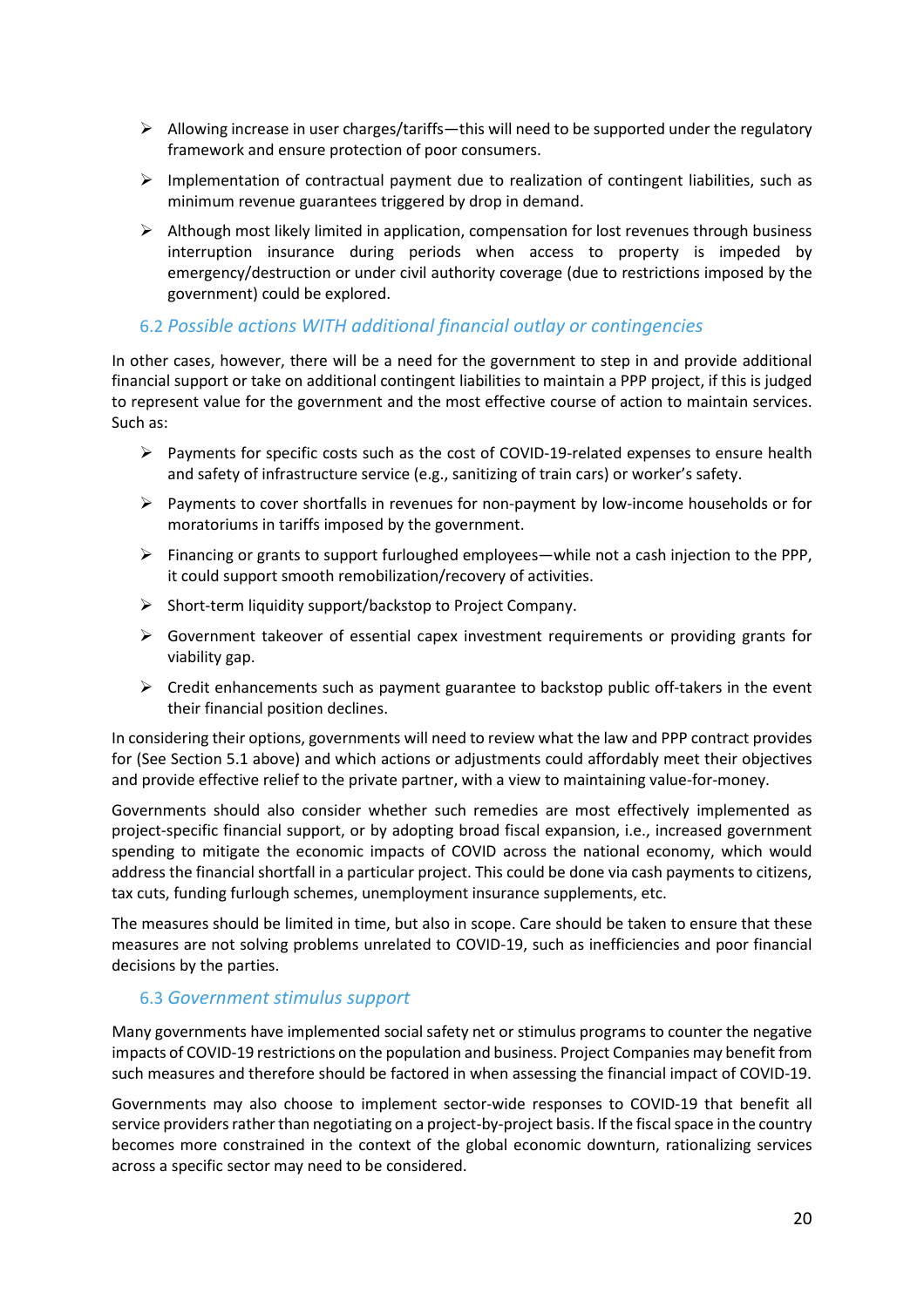- Allowing increase in user charges/tariffs—this will need to be supported under the regulatory framework and ensure protection of poor consumers.
- Implementation of contractual payment due to realization of contingent liabilities, such as minimum revenue guarantees triggered by drop in demand.
- Although most likely limited in application, compensation for lost revenues through business interruption insurance during periods when access to property is impeded by emergency/destruction or under civil authority coverage (due to restrictions imposed by the government) could be explored.

### 6.2 *Possible actions WITH additional financial outlay or contingencies*

In other cases, however, there will be a need for the government to step in and provide additional financial support or take on additional contingent liabilities to maintain a PPP project, if this is judged to represent value for the government and the most effective course of action to maintain services. Such as:

- Payments for specific costs such as the cost of COVID-19-related expenses to ensure health and safety of infrastructure service (e.g., sanitizing of train cars) or worker's safety.
- Payments to cover shortfalls in revenues for non-payment by low-income households or for moratoriums in tariffs imposed by the government.
- Financing or grants to support furloughed employees—while not a cash injection to the PPP, it could support smooth remobilization/recovery of activities.
- Short-term liquidity support/backstop to Project Company.
- Government takeover of essential capex investment requirements or providing grants for viability gap.
- Credit enhancements such as payment guarantee to backstop public off-takers in the event their financial position declines.

In considering their options, governments will need to review what the law and PPP contract provides for (See Section 5.1 above) and which actions or adjustments could affordably meet their objectives and provide effective relief to the private partner, with a view to maintaining value-for-money.

Governments should also consider whether such remedies are most effectively implemented as project-specific financial support, or by adopting broad fiscal expansion, i.e., increased government spending to mitigate the economic impacts of COVID across the national economy, which would address the financial shortfall in a particular project. This could be done via cash payments to citizens, tax cuts, funding furlough schemes, unemployment insurance supplements, etc.

The measures should be limited in time, but also in scope. Care should be taken to ensure that these measures are not solving problems unrelated to COVID-19, such as inefficiencies and poor financial decisions by the parties.

### 6.3 *Government stimulus support*

Many governments have implemented social safety net or stimulus programs to counter the negative impacts of COVID-19 restrictions on the population and business. Project Companies may benefit from such measures and therefore should be factored in when assessing the financial impact of COVID-19.

Governments may also choose to implement sector-wide responses to COVID-19 that benefit all service providers rather than negotiating on a project-by-project basis. If the fiscal space in the country becomes more constrained in the context of the global economic downturn, rationalizing services across a specific sector may need to be considered.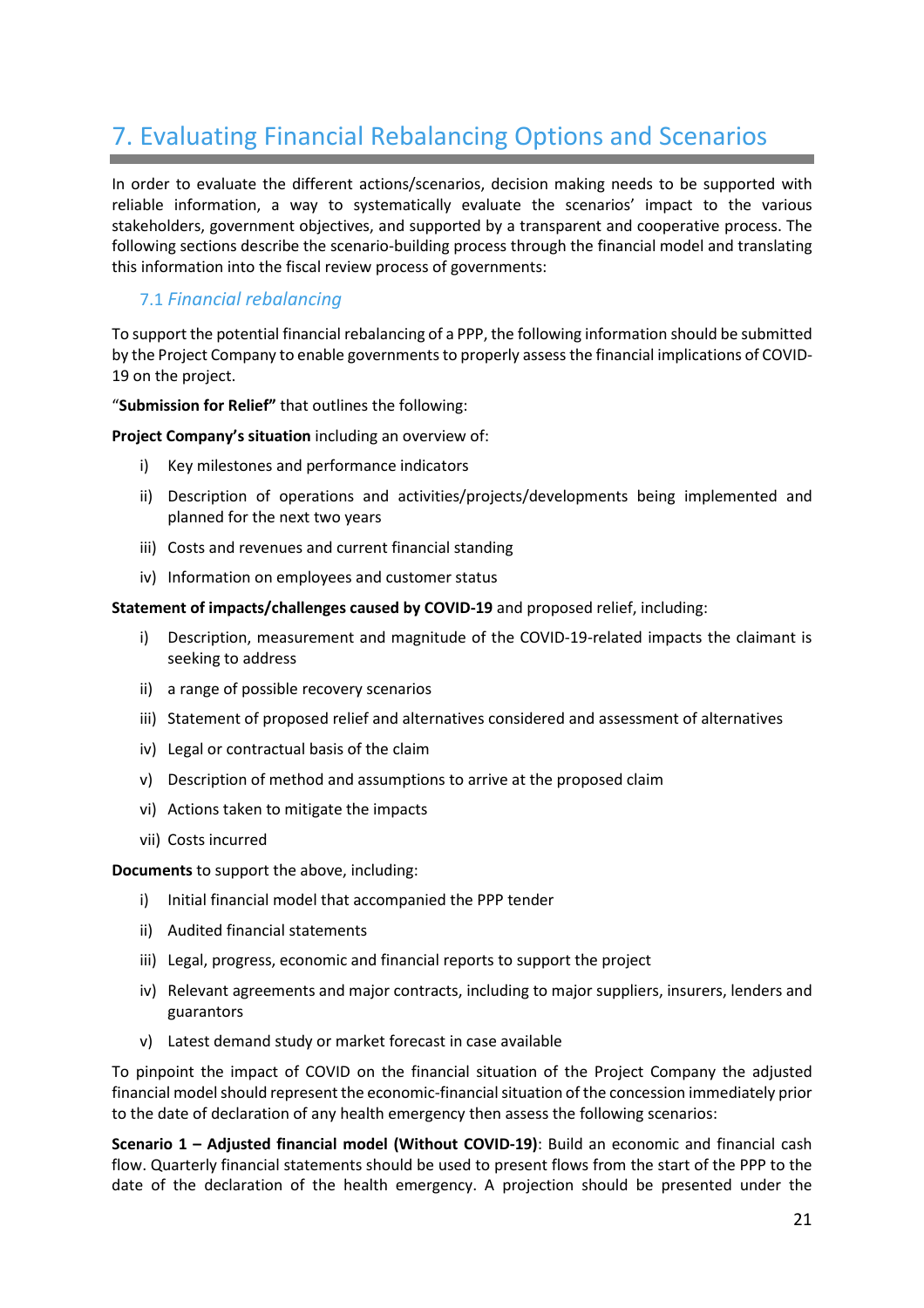# 7. Evaluating Financial Rebalancing Options and Scenarios

In order to evaluate the different actions/scenarios, decision making needs to be supported with reliable information, a way to systematically evaluate the scenarios' impact to the various stakeholders, government objectives, and supported by a transparent and cooperative process. The following sections describe the scenario-building process through the financial model and translating this information into the fiscal review process of governments:

## 7.1 *Financial rebalancing*

To support the potential financial rebalancing of a PPP, the following information should be submitted by the Project Company to enable governments to properly assess the financial implications of COVID-19 on the project.

"**Submission for Relief"** that outlines the following:

**Project Company's situation** including an overview of:

i) Key milestones and performance indicators

ii) Description of operations and activities/projects/developments being implemented and planned for the next two years

iii) Costs and revenues and current financial standing

iv) Information on employees and customer status

**Statement of impacts/challenges caused by COVID-19** and proposed relief, including:

i) Description, measurement and magnitude of the COVID-19-related impacts the claimant is seeking to address

ii) a range of possible recovery scenarios

iii) Statement of proposed relief and alternatives considered and assessment of alternatives

iv) Legal or contractual basis of the claim

v) Description of method and assumptions to arrive at the proposed claim

vi) Actions taken to mitigate the impacts

vii) Costs incurred

**Documents** to support the above, including:

i) Initial financial model that accompanied the PPP tender

ii) Audited financial statements

iii) Legal, progress, economic and financial reports to support the project

iv) Relevant agreements and major contracts, including to major suppliers, insurers, lenders and guarantors

v) Latest demand study or market forecast in case available

To pinpoint the impact of COVID on the financial situation of the Project Company the adjusted financial model should represent the economic-financial situation of the concession immediately prior to the date of declaration of any health emergency then assess the following scenarios:

**Scenario 1 – Adjusted financial model (Without COVID-19)**: Build an economic and financial cash flow. Quarterly financial statements should be used to present flows from the start of the PPP to the date of the declaration of the health emergency. A projection should be presented under the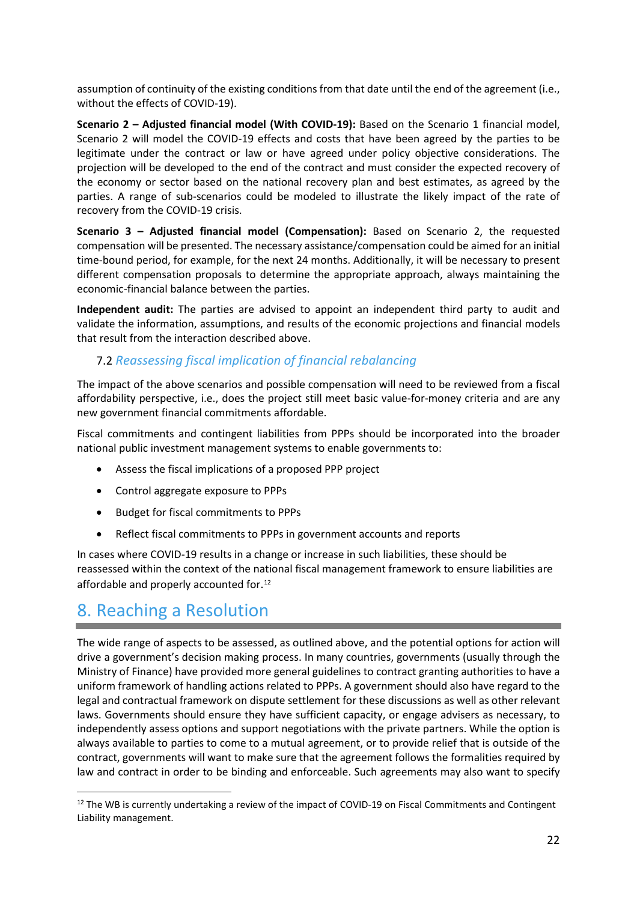assumption of continuity of the existing conditions from that date until the end of the agreement (i.e., without the effects of COVID-19).

**Scenario 2 – Adjusted financial model (With COVID-19):** Based on the Scenario 1 financial model, Scenario 2 will model the COVID-19 effects and costs that have been agreed by the parties to be legitimate under the contract or law or have agreed under policy objective considerations. The projection will be developed to the end of the contract and must consider the expected recovery of the economy or sector based on the national recovery plan and best estimates, as agreed by the parties. A range of sub-scenarios could be modeled to illustrate the likely impact of the rate of recovery from the COVID-19 crisis.

**Scenario 3 – Adjusted financial model (Compensation):** Based on Scenario 2, the requested compensation will be presented. The necessary assistance/compensation could be aimed for an initial time-bound period, for example, for the next 24 months. Additionally, it will be necessary to present different compensation proposals to determine the appropriate approach, always maintaining the economic-financial balance between the parties.

**Independent audit:** The parties are advised to appoint an independent third party to audit and validate the information, assumptions, and results of the economic projections and financial models that result from the interaction described above.

### 7.2 *Reassessing fiscal implication of financial rebalancing*

The impact of the above scenarios and possible compensation will need to be reviewed from a fiscal affordability perspective, i.e., does the project still meet basic value-for-money criteria and are any new government financial commitments affordable.

Fiscal commitments and contingent liabilities from PPPs should be incorporated into the broader national public investment management systems to enable governments to:

- Assess the fiscal implications of a proposed PPP project
- Control aggregate exposure to PPPs
- Budget for fiscal commitments to PPPs
- Reflect fiscal commitments to PPPs in government accounts and reports

In cases where COVID-19 results in a change or increase in such liabilities, these should be reassessed within the context of the national fiscal management framework to ensure liabilities are affordable and properly accounted for.[12]

## 8. Reaching a Resolution

The wide range of aspects to be assessed, as outlined above, and the potential options for action will drive a government's decision making process. In many countries, governments (usually through the Ministry of Finance) have provided more general guidelines to contract granting authorities to have a uniform framework of handling actions related to PPPs. A government should also have regard to the legal and contractual framework on dispute settlement for these discussions as well as other relevant laws. Governments should ensure they have sufficient capacity, or engage advisers as necessary, to independently assess options and support negotiations with the private partners. While the option is always available to parties to come to a mutual agreement, or to provide relief that is outside of the contract, governments will want to make sure that the agreement follows the formalities required by law and contract in order to be binding and enforceable. Such agreements may also want to specify

[12] The WB is currently undertaking a review of the impact of COVID-19 on Fiscal Commitments and Contingent Liability management.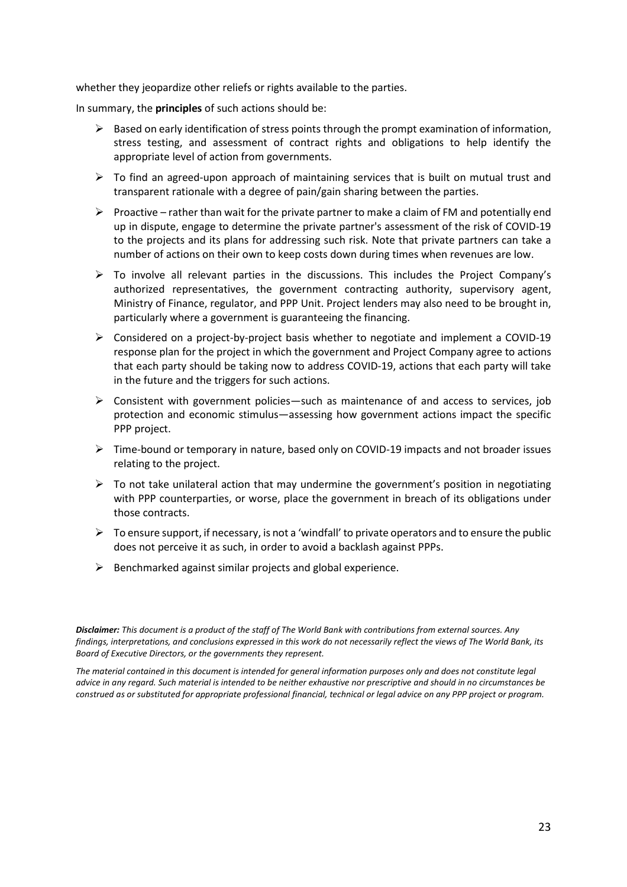whether they jeopardize other reliefs or rights available to the parties.

In summary, the **principles** of such actions should be:

- Based on early identification of stress points through the prompt examination of information, stress testing, and assessment of contract rights and obligations to help identify the appropriate level of action from governments.
- To find an agreed-upon approach of maintaining services that is built on mutual trust and transparent rationale with a degree of pain/gain sharing between the parties.
- Proactive – rather than wait for the private partner to make a claim of FM and potentially end up in dispute, engage to determine the private partner's assessment of the risk of COVID-19 to the projects and its plans for addressing such risk. Note that private partners can take a number of actions on their own to keep costs down during times when revenues are low.
- To involve all relevant parties in the discussions. This includes the Project Company's authorized representatives, the government contracting authority, supervisory agent, Ministry of Finance, regulator, and PPP Unit. Project lenders may also need to be brought in, particularly where a government is guaranteeing the financing.
- Considered on a project-by-project basis whether to negotiate and implement a COVID-19 response plan for the project in which the government and Project Company agree to actions that each party should be taking now to address COVID-19, actions that each party will take in the future and the triggers for such actions.
- Consistent with government policies—such as maintenance of and access to services, job protection and economic stimulus—assessing how government actions impact the specific PPP project.
- Time-bound or temporary in nature, based only on COVID-19 impacts and not broader issues relating to the project.
- To not take unilateral action that may undermine the government's position in negotiating with PPP counterparties, or worse, place the government in breach of its obligations under those contracts.
- To ensure support, if necessary, is not a 'windfall' to private operators and to ensure the public does not perceive it as such, in order to avoid a backlash against PPPs.
- Benchmarked against similar projects and global experience.

***Disclaimer:*** *This document is a product of the staff of The World Bank with contributions from external sources. Any findings, interpretations, and conclusions expressed in this work do not necessarily reflect the views of The World Bank, its Board of Executive Directors, or the governments they represent.*

*The material contained in this document is intended for general information purposes only and does not constitute legal advice in any regard. Such material is intended to be neither exhaustive nor prescriptive and should in no circumstances be construed as or substituted for appropriate professional financial, technical or legal advice on any PPP project or program.*